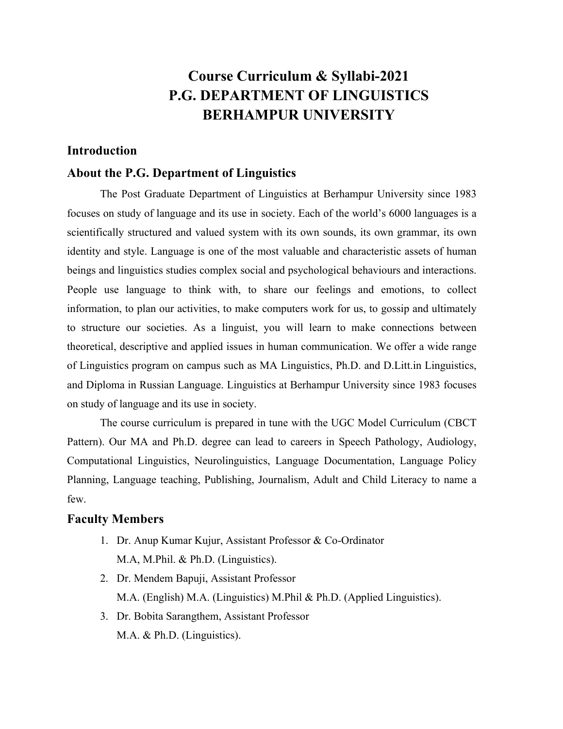# Course Curriculum & Syllabi-2021
# P.G. DEPARTMENT OF LINGUISTICS
# BERHAMPUR UNIVERSITY

## Introduction

## About the P.G. Department of Linguistics

The Post Graduate Department of Linguistics at Berhampur University since 1983 focuses on study of language and its use in society. Each of the world's 6000 languages is a scientifically structured and valued system with its own sounds, its own grammar, its own identity and style. Language is one of the most valuable and characteristic assets of human beings and linguistics studies complex social and psychological behaviours and interactions. People use language to think with, to share our feelings and emotions, to collect information, to plan our activities, to make computers work for us, to gossip and ultimately to structure our societies. As a linguist, you will learn to make connections between theoretical, descriptive and applied issues in human communication. We offer a wide range of Linguistics program on campus such as MA Linguistics, Ph.D. and D.Litt.in Linguistics, and Diploma in Russian Language. Linguistics at Berhampur University since 1983 focuses on study of language and its use in society.

The course curriculum is prepared in tune with the UGC Model Curriculum (CBCT Pattern). Our MA and Ph.D. degree can lead to careers in Speech Pathology, Audiology, Computational Linguistics, Neurolinguistics, Language Documentation, Language Policy Planning, Language teaching, Publishing, Journalism, Adult and Child Literacy to name a few.

## Faculty Members

1. Dr. Anup Kumar Kujur, Assistant Professor & Co-Ordinator
   M.A, M.Phil. & Ph.D. (Linguistics).
2. Dr. Mendem Bapuji, Assistant Professor
   M.A. (English) M.A. (Linguistics) M.Phil & Ph.D. (Applied Linguistics).
3. Dr. Bobita Sarangthem, Assistant Professor
   M.A. & Ph.D. (Linguistics).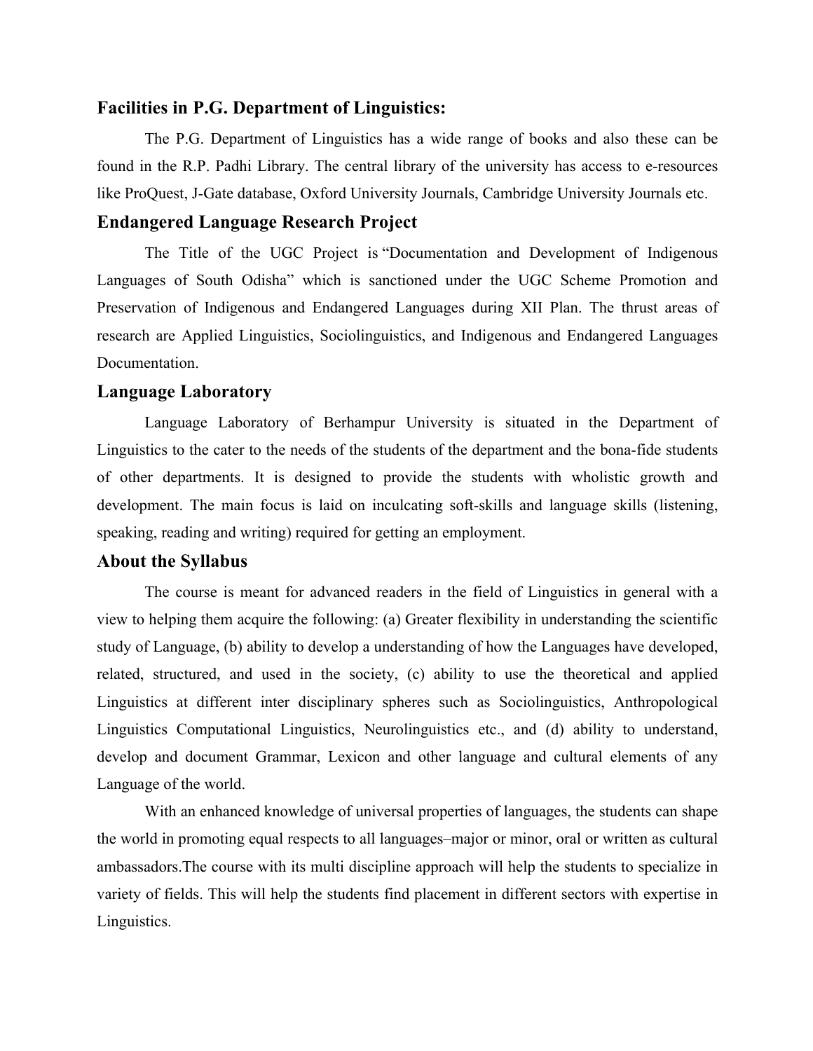## Facilities in P.G. Department of Linguistics:

The P.G. Department of Linguistics has a wide range of books and also these can be found in the R.P. Padhi Library. The central library of the university has access to e-resources like ProQuest, J-Gate database, Oxford University Journals, Cambridge University Journals etc.

## Endangered Language Research Project

The Title of the UGC Project is "Documentation and Development of Indigenous Languages of South Odisha" which is sanctioned under the UGC Scheme Promotion and Preservation of Indigenous and Endangered Languages during XII Plan. The thrust areas of research are Applied Linguistics, Sociolinguistics, and Indigenous and Endangered Languages Documentation.

## Language Laboratory

Language Laboratory of Berhampur University is situated in the Department of Linguistics to the cater to the needs of the students of the department and the bona-fide students of other departments. It is designed to provide the students with wholistic growth and development. The main focus is laid on inculcating soft-skills and language skills (listening, speaking, reading and writing) required for getting an employment.

## About the Syllabus

The course is meant for advanced readers in the field of Linguistics in general with a view to helping them acquire the following: (a) Greater flexibility in understanding the scientific study of Language, (b) ability to develop a understanding of how the Languages have developed, related, structured, and used in the society, (c) ability to use the theoretical and applied Linguistics at different inter disciplinary spheres such as Sociolinguistics, Anthropological Linguistics Computational Linguistics, Neurolinguistics etc., and (d) ability to understand, develop and document Grammar, Lexicon and other language and cultural elements of any Language of the world.

With an enhanced knowledge of universal properties of languages, the students can shape the world in promoting equal respects to all languages–major or minor, oral or written as cultural ambassadors.The course with its multi discipline approach will help the students to specialize in variety of fields. This will help the students find placement in different sectors with expertise in Linguistics.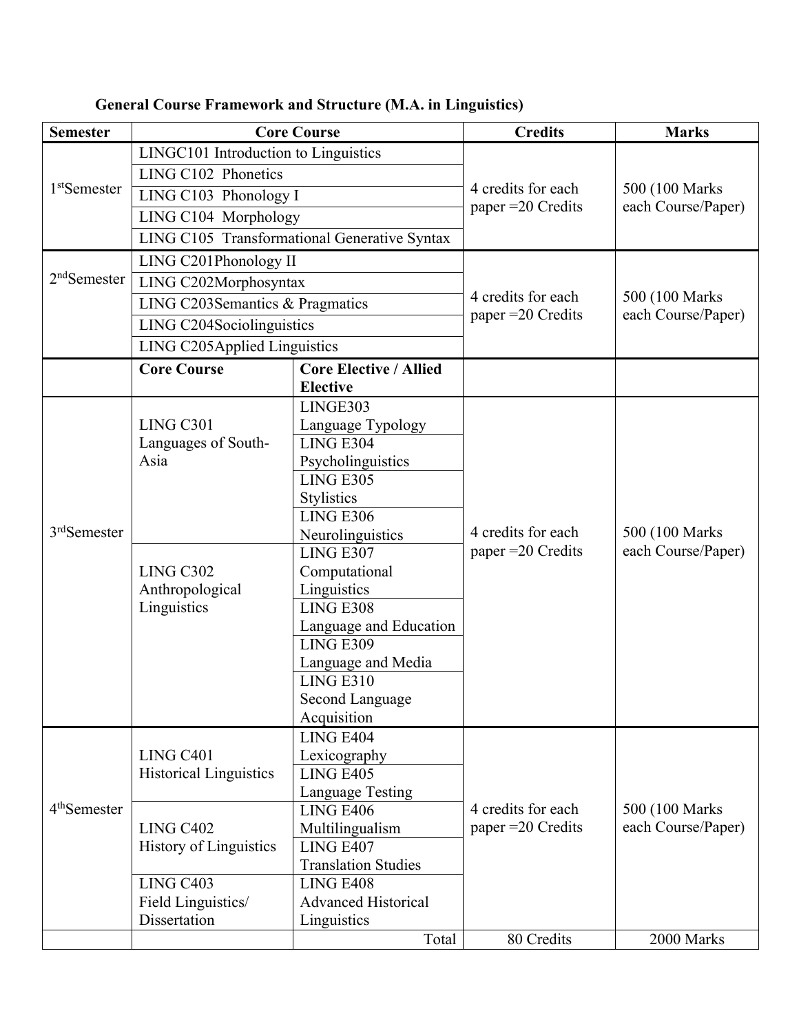**General Course Framework and Structure (M.A. in Linguistics)**

| Semester | Core Course | | Credits | Marks |
|---|---|---|---|---|
| 1st Semester | LINGC101 Introduction to Linguistics | | 4 credits for each paper =20 Credits | 500 (100 Marks each Course/Paper) |
| | LING C102 Phonetics | | | |
| | LING C103 Phonology I | | | |
| | LING C104 Morphology | | | |
| | LING C105 Transformational Generative Syntax | | | |
| 2nd Semester | LING C201Phonology II | | 4 credits for each paper =20 Credits | 500 (100 Marks each Course/Paper) |
| | LING C202Morphosyntax | | | |
| | LING C203Semantics & Pragmatics | | | |
| | LING C204Sociolinguistics | | | |
| | LING C205Applied Linguistics | | | |
| | **Core Course** | **Core Elective / Allied Elective** | | |
| 3rd Semester | LING C301 Languages of South-Asia | LINGE303 Language Typology | 4 credits for each paper =20 Credits | 500 (100 Marks each Course/Paper) |
| | | LING E304 Psycholinguistics | | |
| | | LING E305 Stylistics | | |
| | | LING E306 Neurolinguistics | | |
| | LING C302 Anthropological Linguistics | LING E307 Computational Linguistics | | |
| | | LING E308 Language and Education | | |
| | | LING E309 Language and Media | | |
| | | LING E310 Second Language Acquisition | | |
| 4th Semester | LING C401 Historical Linguistics | LING E404 Lexicography | 4 credits for each paper =20 Credits | 500 (100 Marks each Course/Paper) |
| | | LING E405 Language Testing | | |
| | LING C402 History of Linguistics | LING E406 Multilingualism | | |
| | | LING E407 Translation Studies | | |
| | LING C403 Field Linguistics/ Dissertation | LING E408 Advanced Historical Linguistics | | |
| | | Total | 80 Credits | 2000 Marks |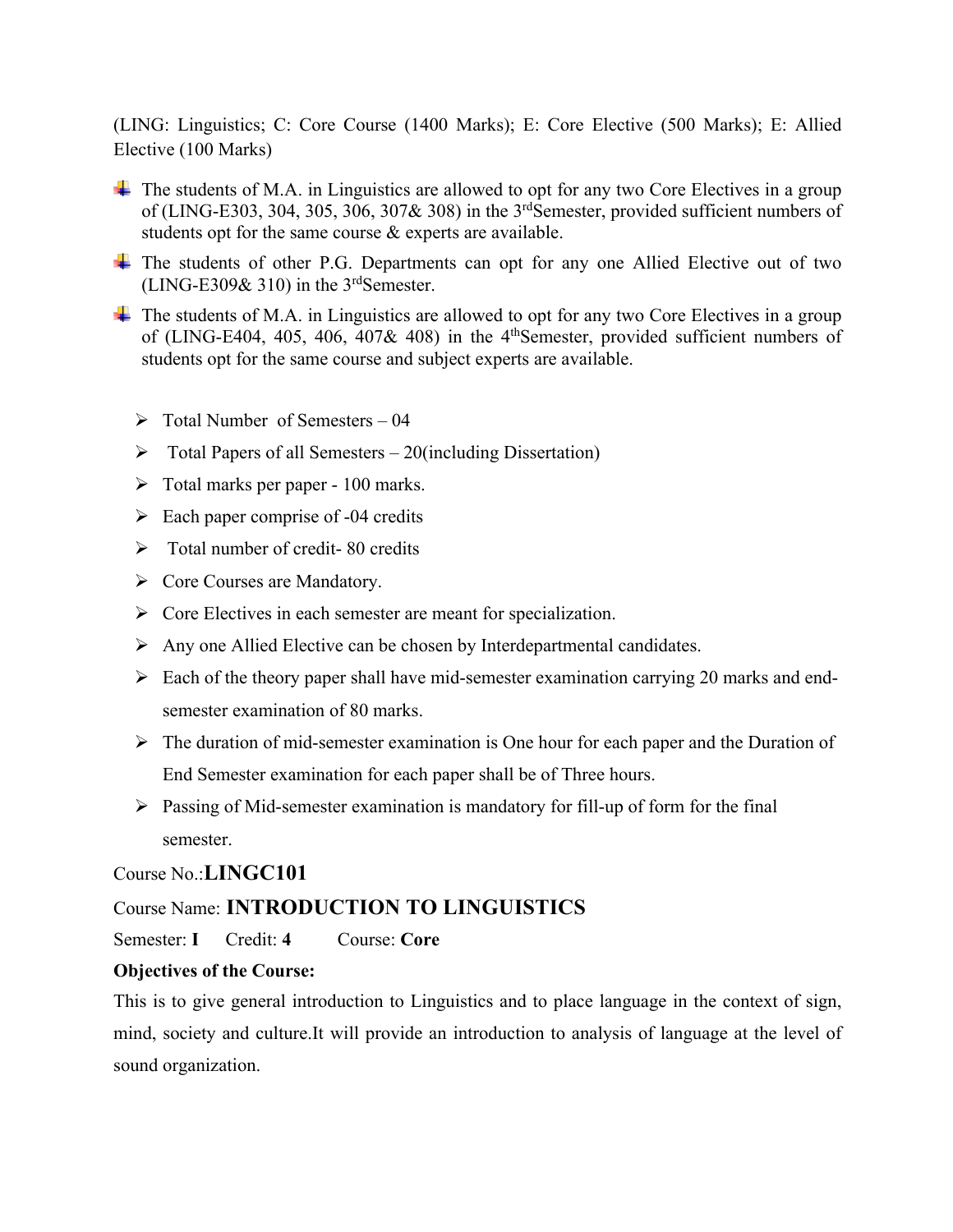(LING: Linguistics; C: Core Course (1400 Marks); E: Core Elective (500 Marks); E: Allied Elective (100 Marks)

- The students of M.A. in Linguistics are allowed to opt for any two Core Electives in a group of (LING-E303, 304, 305, 306, 307& 308) in the 3rd Semester, provided sufficient numbers of students opt for the same course & experts are available.
- The students of other P.G. Departments can opt for any one Allied Elective out of two (LING-E309& 310) in the 3rd Semester.
- The students of M.A. in Linguistics are allowed to opt for any two Core Electives in a group of (LING-E404, 405, 406, 407& 408) in the 4th Semester, provided sufficient numbers of students opt for the same course and subject experts are available.

- Total Number of Semesters – 04
- Total Papers of all Semesters – 20(including Dissertation)
- Total marks per paper - 100 marks.
- Each paper comprise of -04 credits
- Total number of credit- 80 credits
- Core Courses are Mandatory.
- Core Electives in each semester are meant for specialization.
- Any one Allied Elective can be chosen by Interdepartmental candidates.
- Each of the theory paper shall have mid-semester examination carrying 20 marks and end-semester examination of 80 marks.
- The duration of mid-semester examination is One hour for each paper and the Duration of End Semester examination for each paper shall be of Three hours.
- Passing of Mid-semester examination is mandatory for fill-up of form for the final semester.

Course No.:**LINGC101**

Course Name: **INTRODUCTION TO LINGUISTICS**

Semester: **I** Credit: **4** Course: **Core**

**Objectives of the Course:**

This is to give general introduction to Linguistics and to place language in the context of sign, mind, society and culture.It will provide an introduction to analysis of language at the level of sound organization.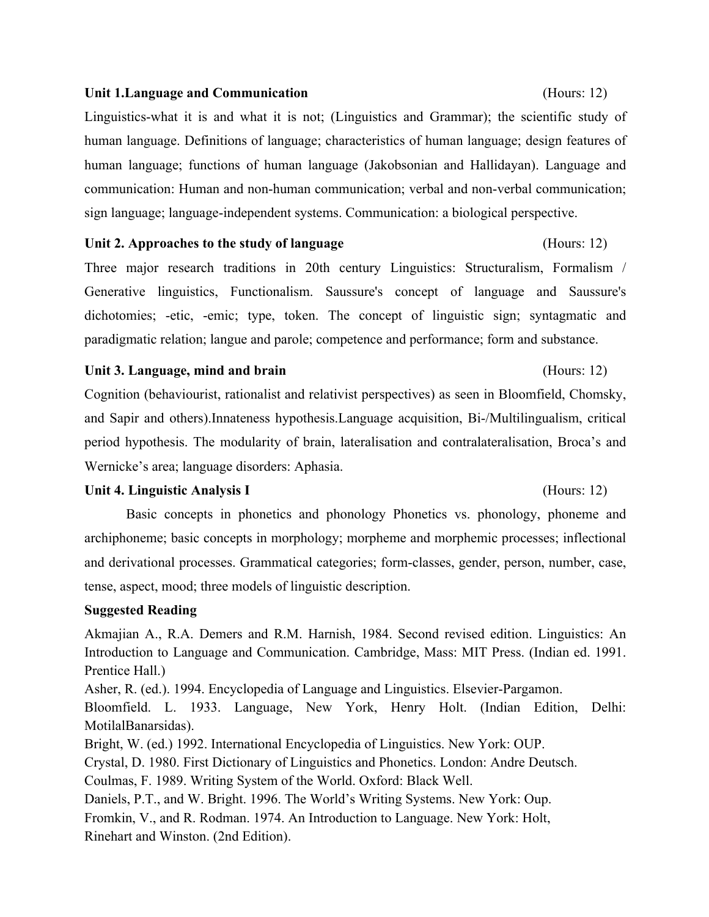**Unit 1.Language and Communication** (Hours: 12)

Linguistics-what it is and what it is not; (Linguistics and Grammar); the scientific study of human language. Definitions of language; characteristics of human language; design features of human language; functions of human language (Jakobsonian and Hallidayan). Language and communication: Human and non-human communication; verbal and non-verbal communication; sign language; language-independent systems. Communication: a biological perspective.

**Unit 2. Approaches to the study of language** (Hours: 12)

Three major research traditions in 20th century Linguistics: Structuralism, Formalism / Generative linguistics, Functionalism. Saussure's concept of language and Saussure's dichotomies; -etic, -emic; type, token. The concept of linguistic sign; syntagmatic and paradigmatic relation; langue and parole; competence and performance; form and substance.

**Unit 3. Language, mind and brain** (Hours: 12)

Cognition (behaviourist, rationalist and relativist perspectives) as seen in Bloomfield, Chomsky, and Sapir and others).Innateness hypothesis.Language acquisition, Bi-/Multilingualism, critical period hypothesis. The modularity of brain, lateralisation and contralateralisation, Broca's and Wernicke's area; language disorders: Aphasia.

**Unit 4. Linguistic Analysis I** (Hours: 12)

Basic concepts in phonetics and phonology Phonetics vs. phonology, phoneme and archiphoneme; basic concepts in morphology; morpheme and morphemic processes; inflectional and derivational processes. Grammatical categories; form-classes, gender, person, number, case, tense, aspect, mood; three models of linguistic description.

**Suggested Reading**

Akmajian A., R.A. Demers and R.M. Harnish, 1984. Second revised edition. Linguistics: An Introduction to Language and Communication. Cambridge, Mass: MIT Press. (Indian ed. 1991. Prentice Hall.)

Asher, R. (ed.). 1994. Encyclopedia of Language and Linguistics. Elsevier-Pargamon.

Bloomfield. L. 1933. Language, New York, Henry Holt. (Indian Edition, Delhi: MotilalBanarsidas).

Bright, W. (ed.) 1992. International Encyclopedia of Linguistics. New York: OUP.

Crystal, D. 1980. First Dictionary of Linguistics and Phonetics. London: Andre Deutsch.

Coulmas, F. 1989. Writing System of the World. Oxford: Black Well.

Daniels, P.T., and W. Bright. 1996. The World's Writing Systems. New York: Oup.

Fromkin, V., and R. Rodman. 1974. An Introduction to Language. New York: Holt, Rinehart and Winston. (2nd Edition).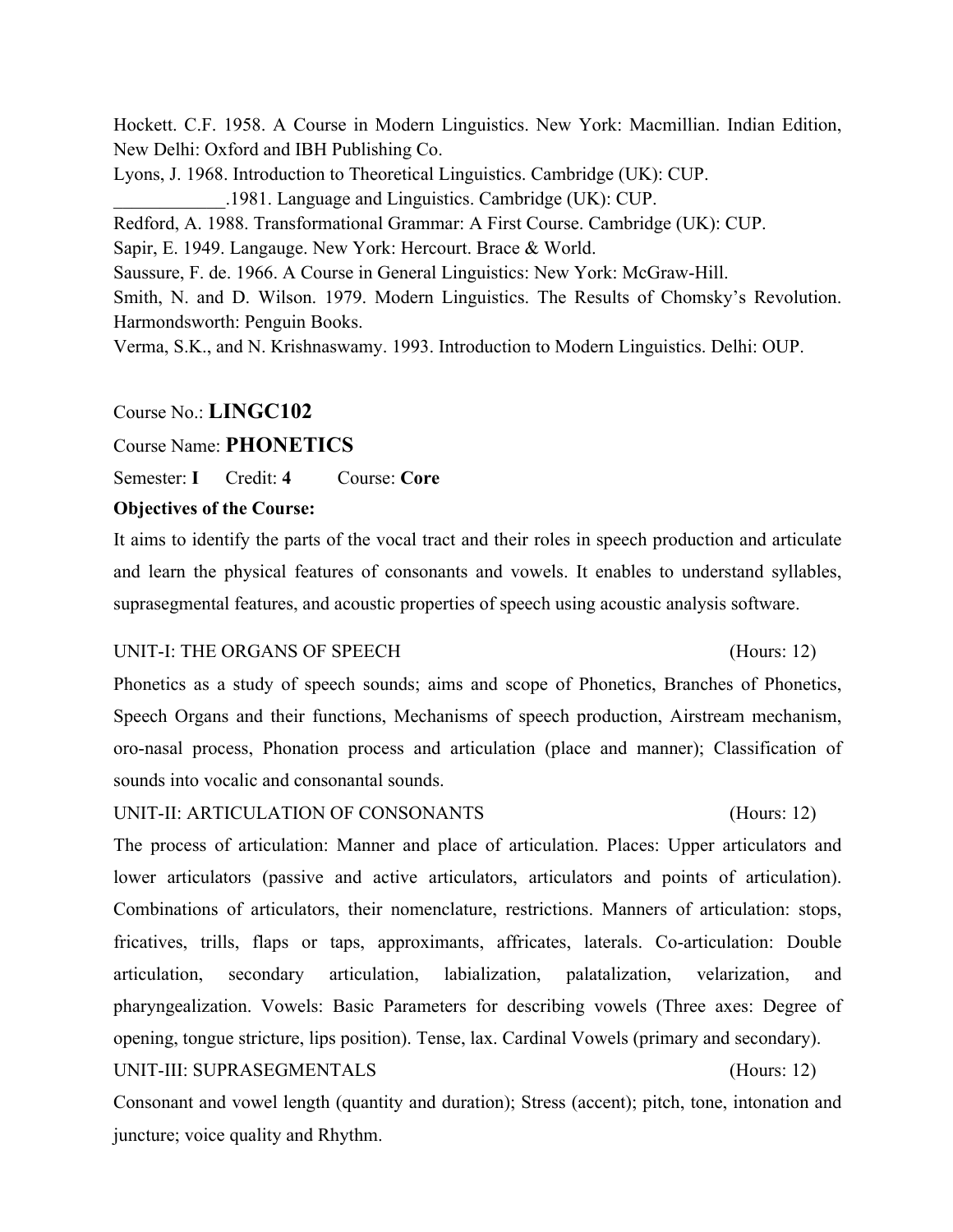Hockett. C.F. 1958. A Course in Modern Linguistics. New York: Macmillian. Indian Edition, New Delhi: Oxford and IBH Publishing Co.

Lyons, J. 1968. Introduction to Theoretical Linguistics. Cambridge (UK): CUP.

____________.1981. Language and Linguistics. Cambridge (UK): CUP.

Redford, A. 1988. Transformational Grammar: A First Course. Cambridge (UK): CUP.

Sapir, E. 1949. Langauge. New York: Hercourt. Brace & World.

Saussure, F. de. 1966. A Course in General Linguistics: New York: McGraw-Hill.

Smith, N. and D. Wilson. 1979. Modern Linguistics. The Results of Chomsky's Revolution. Harmondsworth: Penguin Books.

Verma, S.K., and N. Krishnaswamy. 1993. Introduction to Modern Linguistics. Delhi: OUP.

Course No.: **LINGC102**

Course Name: **PHONETICS**

Semester: **I** Credit: **4** Course: **Core**

**Objectives of the Course:**

It aims to identify the parts of the vocal tract and their roles in speech production and articulate and learn the physical features of consonants and vowels. It enables to understand syllables, suprasegmental features, and acoustic properties of speech using acoustic analysis software.

UNIT-I: THE ORGANS OF SPEECH (Hours: 12)

Phonetics as a study of speech sounds; aims and scope of Phonetics, Branches of Phonetics, Speech Organs and their functions, Mechanisms of speech production, Airstream mechanism, oro-nasal process, Phonation process and articulation (place and manner); Classification of sounds into vocalic and consonantal sounds.

UNIT-II: ARTICULATION OF CONSONANTS (Hours: 12)

The process of articulation: Manner and place of articulation. Places: Upper articulators and lower articulators (passive and active articulators, articulators and points of articulation). Combinations of articulators, their nomenclature, restrictions. Manners of articulation: stops, fricatives, trills, flaps or taps, approximants, affricates, laterals. Co-articulation: Double articulation, secondary articulation, labialization, palatalization, velarization, and pharyngealization. Vowels: Basic Parameters for describing vowels (Three axes: Degree of opening, tongue stricture, lips position). Tense, lax. Cardinal Vowels (primary and secondary).

UNIT-III: SUPRASEGMENTALS (Hours: 12)

Consonant and vowel length (quantity and duration); Stress (accent); pitch, tone, intonation and juncture; voice quality and Rhythm.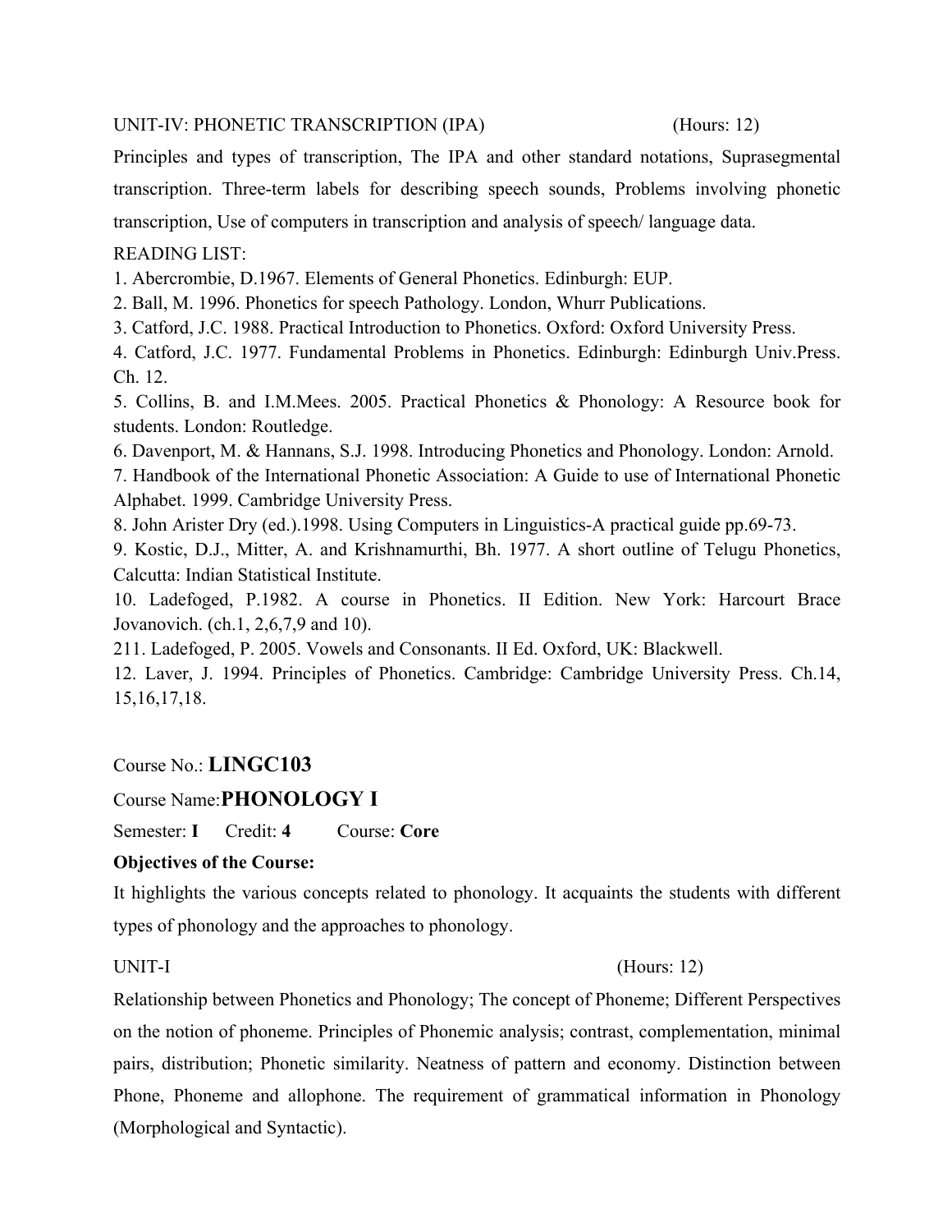UNIT-IV: PHONETIC TRANSCRIPTION (IPA) (Hours: 12)

Principles and types of transcription, The IPA and other standard notations, Suprasegmental transcription. Three-term labels for describing speech sounds, Problems involving phonetic transcription, Use of computers in transcription and analysis of speech/ language data.

READING LIST:

1. Abercrombie, D.1967. Elements of General Phonetics. Edinburgh: EUP.
2. Ball, M. 1996. Phonetics for speech Pathology. London, Whurr Publications.
3. Catford, J.C. 1988. Practical Introduction to Phonetics. Oxford: Oxford University Press.
4. Catford, J.C. 1977. Fundamental Problems in Phonetics. Edinburgh: Edinburgh Univ.Press. Ch. 12.
5. Collins, B. and I.M.Mees. 2005. Practical Phonetics & Phonology: A Resource book for students. London: Routledge.
6. Davenport, M. & Hannans, S.J. 1998. Introducing Phonetics and Phonology. London: Arnold.
7. Handbook of the International Phonetic Association: A Guide to use of International Phonetic Alphabet. 1999. Cambridge University Press.
8. John Arister Dry (ed.).1998. Using Computers in Linguistics-A practical guide pp.69-73.
9. Kostic, D.J., Mitter, A. and Krishnamurthi, Bh. 1977. A short outline of Telugu Phonetics, Calcutta: Indian Statistical Institute.
10. Ladefoged, P.1982. A course in Phonetics. II Edition. New York: Harcourt Brace Jovanovich. (ch.1, 2,6,7,9 and 10).

211. Ladefoged, P. 2005. Vowels and Consonants. II Ed. Oxford, UK: Blackwell.

12. Laver, J. 1994. Principles of Phonetics. Cambridge: Cambridge University Press. Ch.14, 15,16,17,18.

Course No.: **LINGC103**

Course Name: **PHONOLOGY I**

Semester: **I** Credit: **4** Course: **Core**

**Objectives of the Course:**

It highlights the various concepts related to phonology. It acquaints the students with different types of phonology and the approaches to phonology.

UNIT-I (Hours: 12)

Relationship between Phonetics and Phonology; The concept of Phoneme; Different Perspectives on the notion of phoneme. Principles of Phonemic analysis; contrast, complementation, minimal pairs, distribution; Phonetic similarity. Neatness of pattern and economy. Distinction between Phone, Phoneme and allophone. The requirement of grammatical information in Phonology (Morphological and Syntactic).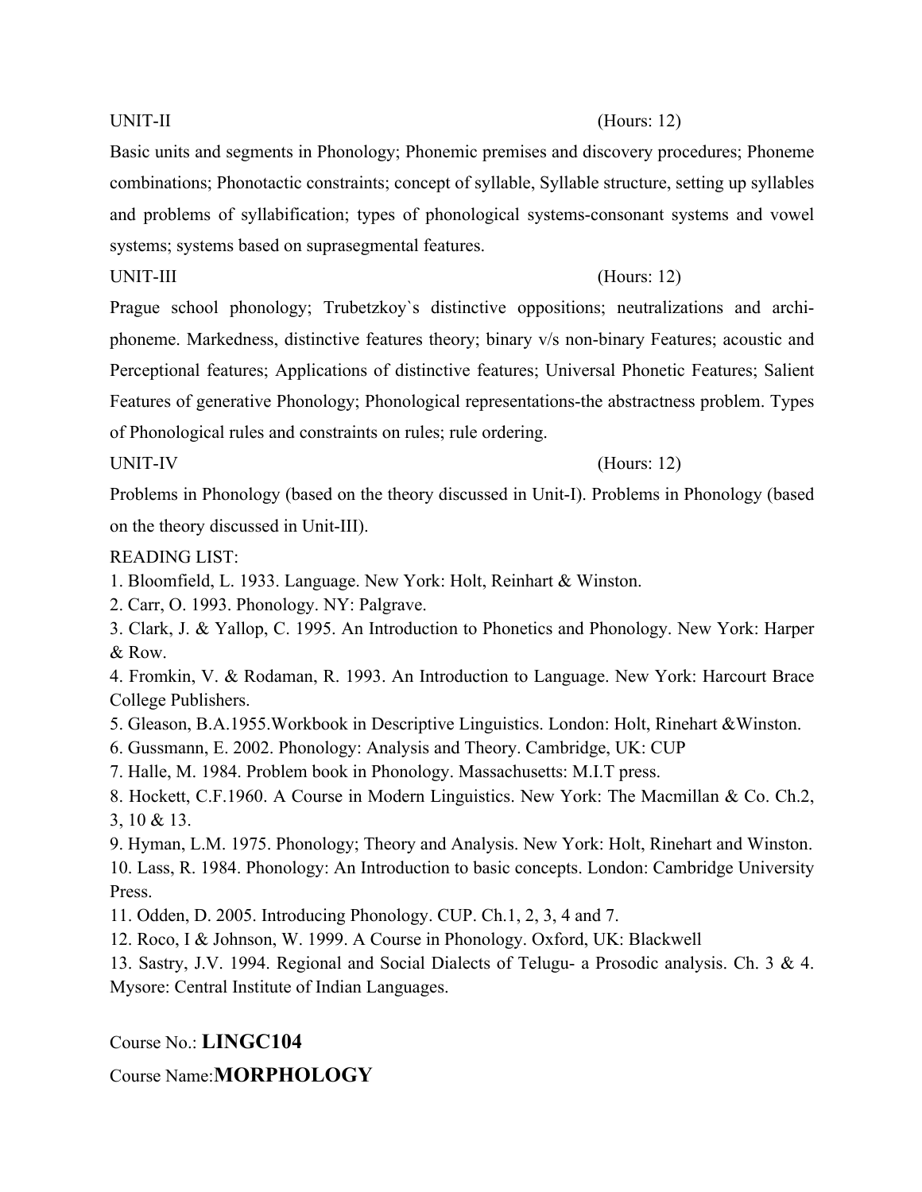UNIT-II (Hours: 12)

Basic units and segments in Phonology; Phonemic premises and discovery procedures; Phoneme combinations; Phonotactic constraints; concept of syllable, Syllable structure, setting up syllables and problems of syllabification; types of phonological systems-consonant systems and vowel systems; systems based on suprasegmental features.

UNIT-III (Hours: 12)

Prague school phonology; Trubetzkoy`s distinctive oppositions; neutralizations and archi-phoneme. Markedness, distinctive features theory; binary v/s non-binary Features; acoustic and Perceptional features; Applications of distinctive features; Universal Phonetic Features; Salient Features of generative Phonology; Phonological representations-the abstractness problem. Types of Phonological rules and constraints on rules; rule ordering.

UNIT-IV (Hours: 12)

Problems in Phonology (based on the theory discussed in Unit-I). Problems in Phonology (based on the theory discussed in Unit-III).

READING LIST:

1. Bloomfield, L. 1933. Language. New York: Holt, Reinhart & Winston.
2. Carr, O. 1993. Phonology. NY: Palgrave.
3. Clark, J. & Yallop, C. 1995. An Introduction to Phonetics and Phonology. New York: Harper & Row.
4. Fromkin, V. & Rodaman, R. 1993. An Introduction to Language. New York: Harcourt Brace College Publishers.
5. Gleason, B.A.1955.Workbook in Descriptive Linguistics. London: Holt, Rinehart &Winston.
6. Gussmann, E. 2002. Phonology: Analysis and Theory. Cambridge, UK: CUP
7. Halle, M. 1984. Problem book in Phonology. Massachusetts: M.I.T press.
8. Hockett, C.F.1960. A Course in Modern Linguistics. New York: The Macmillan & Co. Ch.2, 3, 10 & 13.
9. Hyman, L.M. 1975. Phonology; Theory and Analysis. New York: Holt, Rinehart and Winston.
10. Lass, R. 1984. Phonology: An Introduction to basic concepts. London: Cambridge University Press.
11. Odden, D. 2005. Introducing Phonology. CUP. Ch.1, 2, 3, 4 and 7.
12. Roco, I & Johnson, W. 1999. A Course in Phonology. Oxford, UK: Blackwell
13. Sastry, J.V. 1994. Regional and Social Dialects of Telugu- a Prosodic analysis. Ch. 3 & 4. Mysore: Central Institute of Indian Languages.

Course No.: **LINGC104**

Course Name:**MORPHOLOGY**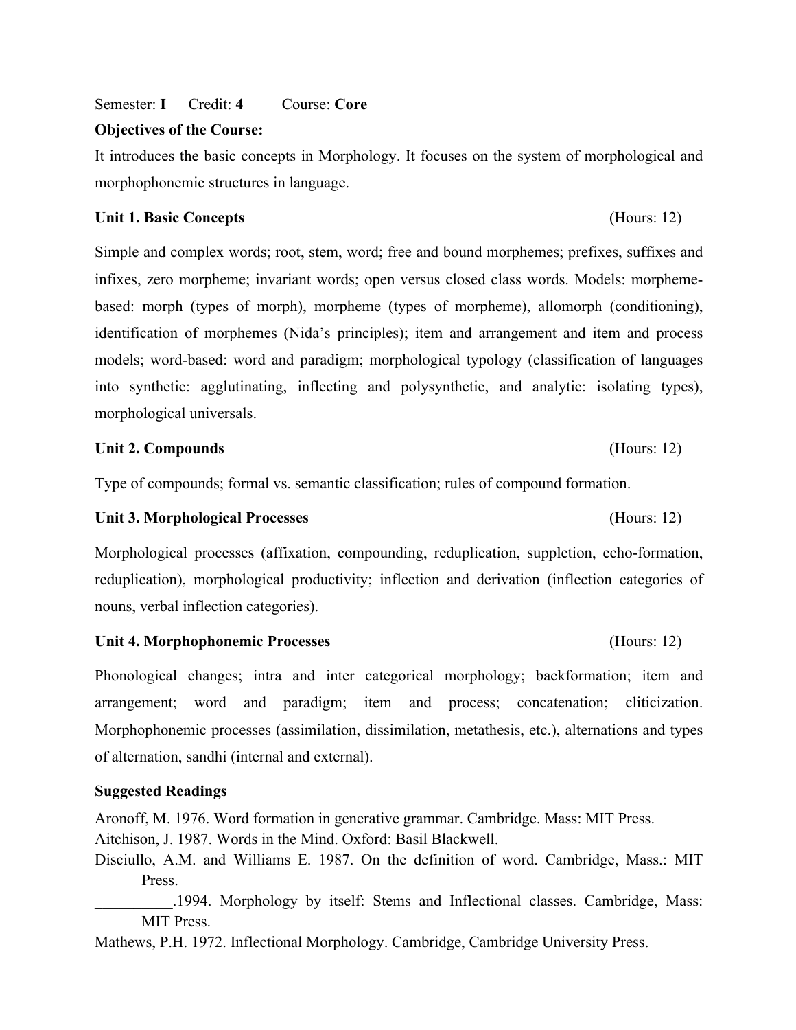Semester: **I** Credit: **4** Course: **Core**

**Objectives of the Course:**

It introduces the basic concepts in Morphology. It focuses on the system of morphological and morphophonemic structures in language.

**Unit 1. Basic Concepts** (Hours: 12)

Simple and complex words; root, stem, word; free and bound morphemes; prefixes, suffixes and infixes, zero morpheme; invariant words; open versus closed class words. Models: morpheme-based: morph (types of morph), morpheme (types of morpheme), allomorph (conditioning), identification of morphemes (Nida's principles); item and arrangement and item and process models; word-based: word and paradigm; morphological typology (classification of languages into synthetic: agglutinating, inflecting and polysynthetic, and analytic: isolating types), morphological universals.

**Unit 2. Compounds** (Hours: 12)

Type of compounds; formal vs. semantic classification; rules of compound formation.

**Unit 3. Morphological Processes** (Hours: 12)

Morphological processes (affixation, compounding, reduplication, suppletion, echo-formation, reduplication), morphological productivity; inflection and derivation (inflection categories of nouns, verbal inflection categories).

**Unit 4. Morphophonemic Processes** (Hours: 12)

Phonological changes; intra and inter categorical morphology; backformation; item and arrangement; word and paradigm; item and process; concatenation; cliticization. Morphophonemic processes (assimilation, dissimilation, metathesis, etc.), alternations and types of alternation, sandhi (internal and external).

**Suggested Readings**

Aronoff, M. 1976. Word formation in generative grammar. Cambridge. Mass: MIT Press.

Aitchison, J. 1987. Words in the Mind. Oxford: Basil Blackwell.

Disciullo, A.M. and Williams E. 1987. On the definition of word. Cambridge, Mass.: MIT Press.

__________.1994. Morphology by itself: Stems and Inflectional classes. Cambridge, Mass: MIT Press.

Mathews, P.H. 1972. Inflectional Morphology. Cambridge, Cambridge University Press.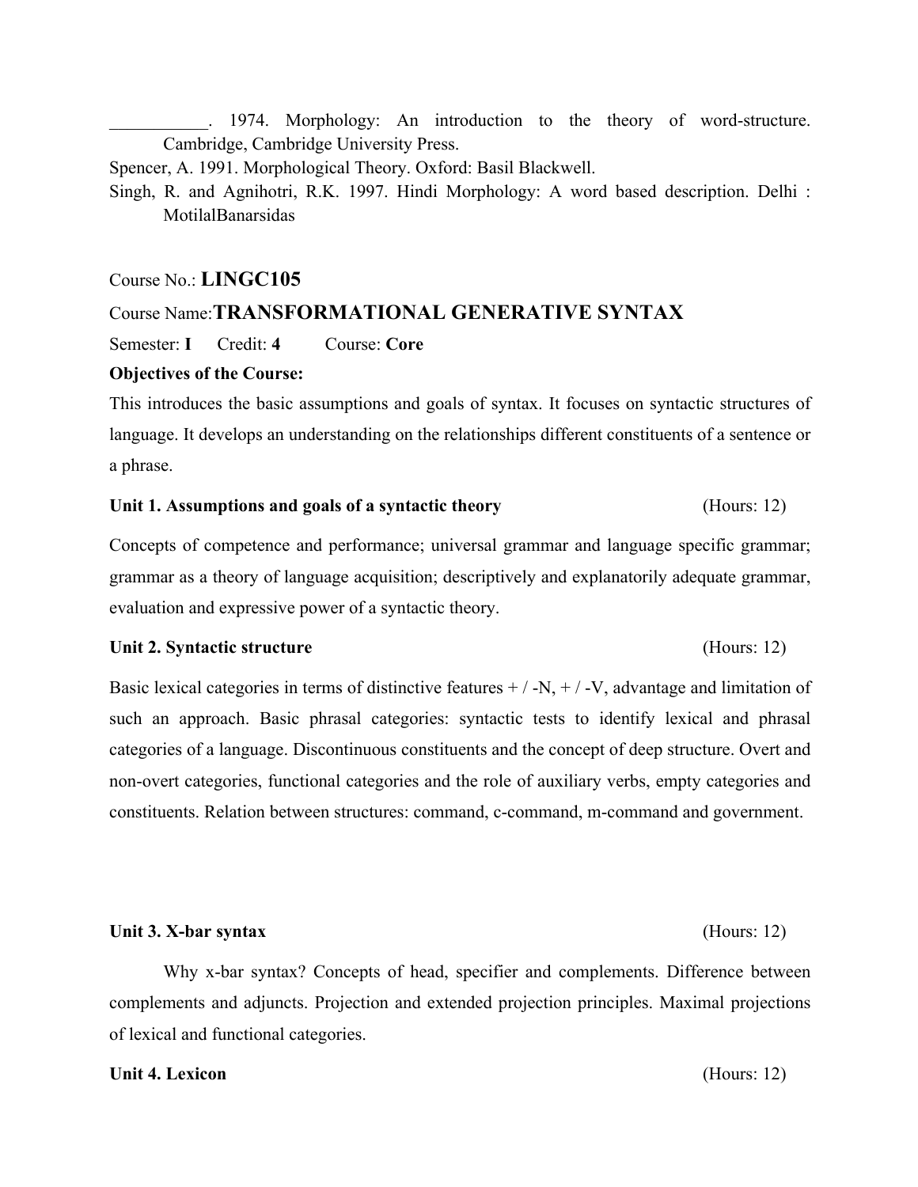\_\_\_\_\_\_\_\_\_\_\_. 1974. Morphology: An introduction to the theory of word-structure. Cambridge, Cambridge University Press.

Spencer, A. 1991. Morphological Theory. Oxford: Basil Blackwell.

Singh, R. and Agnihotri, R.K. 1997. Hindi Morphology: A word based description. Delhi : MotilalBanarsidas

Course No.: **LINGC105**

Course Name:**TRANSFORMATIONAL GENERATIVE SYNTAX**

Semester: **I** Credit: **4** Course: **Core**

**Objectives of the Course:**

This introduces the basic assumptions and goals of syntax. It focuses on syntactic structures of language. It develops an understanding on the relationships different constituents of a sentence or a phrase.

**Unit 1. Assumptions and goals of a syntactic theory** (Hours: 12)

Concepts of competence and performance; universal grammar and language specific grammar; grammar as a theory of language acquisition; descriptively and explanatorily adequate grammar, evaluation and expressive power of a syntactic theory.

**Unit 2. Syntactic structure** (Hours: 12)

Basic lexical categories in terms of distinctive features + / -N, + / -V, advantage and limitation of such an approach. Basic phrasal categories: syntactic tests to identify lexical and phrasal categories of a language. Discontinuous constituents and the concept of deep structure. Overt and non-overt categories, functional categories and the role of auxiliary verbs, empty categories and constituents. Relation between structures: command, c-command, m-command and government.

**Unit 3. X-bar syntax** (Hours: 12)

Why x-bar syntax? Concepts of head, specifier and complements. Difference between complements and adjuncts. Projection and extended projection principles. Maximal projections of lexical and functional categories.

**Unit 4. Lexicon** (Hours: 12)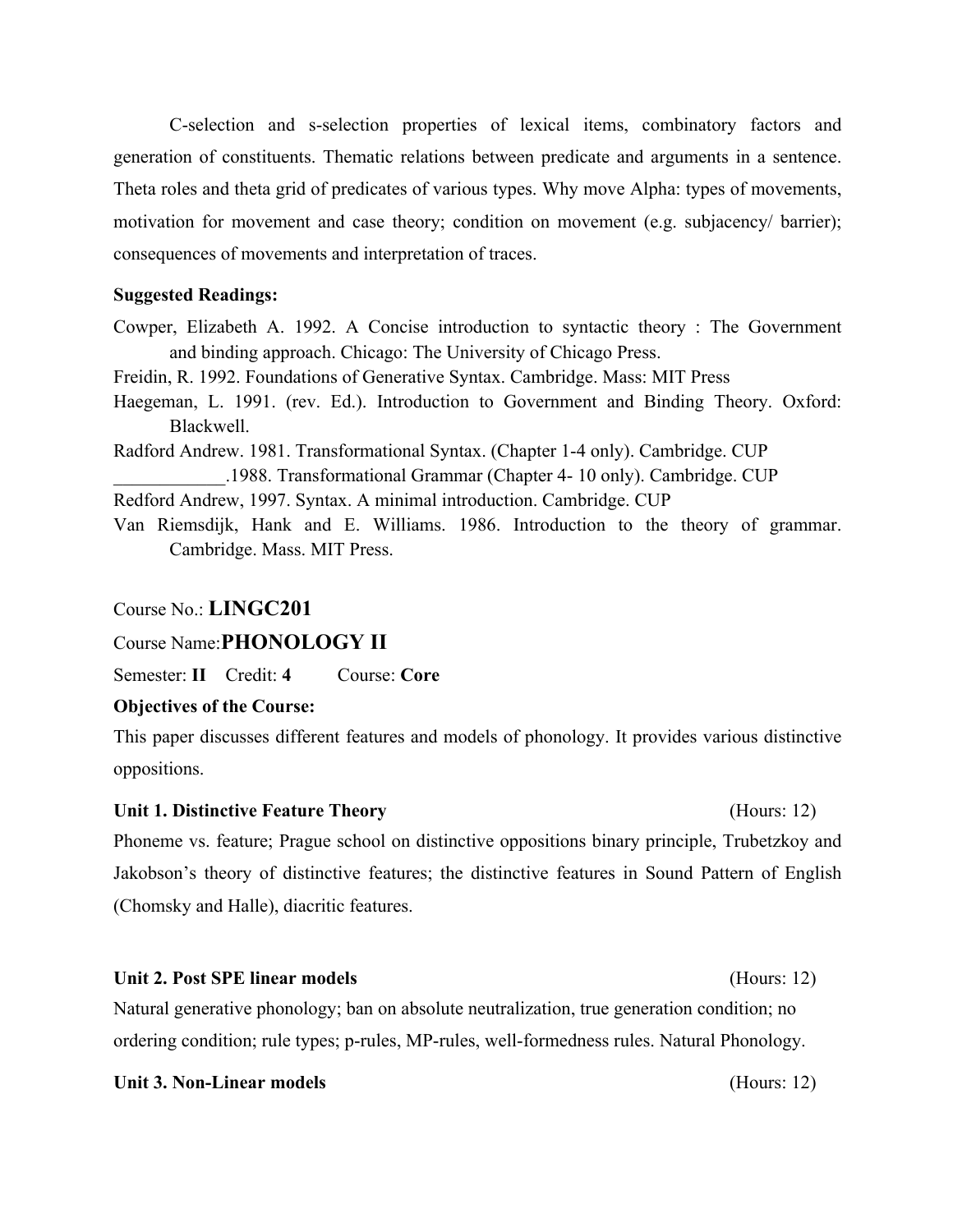C-selection and s-selection properties of lexical items, combinatory factors and generation of constituents. Thematic relations between predicate and arguments in a sentence. Theta roles and theta grid of predicates of various types. Why move Alpha: types of movements, motivation for movement and case theory; condition on movement (e.g. subjacency/ barrier); consequences of movements and interpretation of traces.

**Suggested Readings:**

Cowper, Elizabeth A. 1992. A Concise introduction to syntactic theory : The Government and binding approach. Chicago: The University of Chicago Press.

Freidin, R. 1992. Foundations of Generative Syntax. Cambridge. Mass: MIT Press

Haegeman, L. 1991. (rev. Ed.). Introduction to Government and Binding Theory. Oxford: Blackwell.

Radford Andrew. 1981. Transformational Syntax. (Chapter 1-4 only). Cambridge. CUP

____________.1988. Transformational Grammar (Chapter 4- 10 only). Cambridge. CUP

Redford Andrew, 1997. Syntax. A minimal introduction. Cambridge. CUP

Van Riemsdijk, Hank and E. Williams. 1986. Introduction to the theory of grammar. Cambridge. Mass. MIT Press.

Course No.: **LINGC201**

Course Name:**PHONOLOGY II**

Semester: **II** Credit: **4** Course: **Core**

**Objectives of the Course:**

This paper discusses different features and models of phonology. It provides various distinctive oppositions.

**Unit 1. Distinctive Feature Theory** (Hours: 12)

Phoneme vs. feature; Prague school on distinctive oppositions binary principle, Trubetzkoy and Jakobson's theory of distinctive features; the distinctive features in Sound Pattern of English (Chomsky and Halle), diacritic features.

**Unit 2. Post SPE linear models** (Hours: 12)

Natural generative phonology; ban on absolute neutralization, true generation condition; no ordering condition; rule types; p-rules, MP-rules, well-formedness rules. Natural Phonology.

**Unit 3. Non-Linear models** (Hours: 12)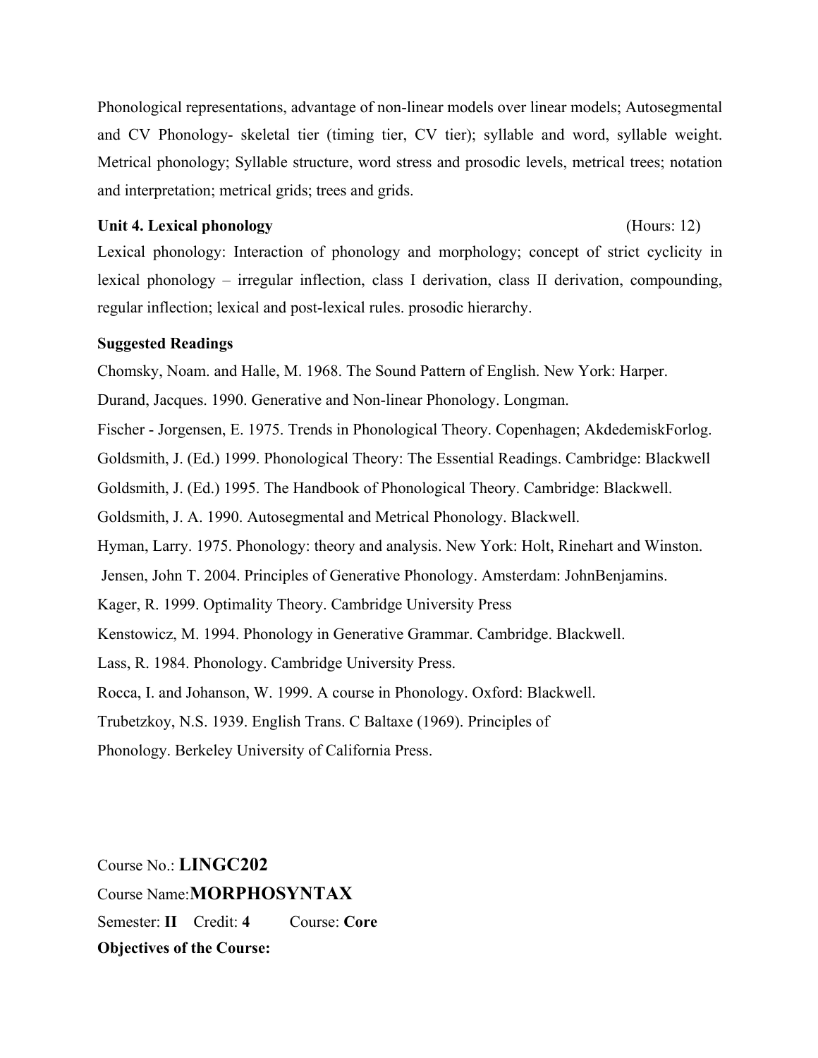Phonological representations, advantage of non-linear models over linear models; Autosegmental and CV Phonology- skeletal tier (timing tier, CV tier); syllable and word, syllable weight. Metrical phonology; Syllable structure, word stress and prosodic levels, metrical trees; notation and interpretation; metrical grids; trees and grids.

**Unit 4. Lexical phonology** (Hours: 12)

Lexical phonology: Interaction of phonology and morphology; concept of strict cyclicity in lexical phonology – irregular inflection, class I derivation, class II derivation, compounding, regular inflection; lexical and post-lexical rules. prosodic hierarchy.

**Suggested Readings**

Chomsky, Noam. and Halle, M. 1968. The Sound Pattern of English. New York: Harper.

Durand, Jacques. 1990. Generative and Non-linear Phonology. Longman.

Fischer - Jorgensen, E. 1975. Trends in Phonological Theory. Copenhagen; AkdedemiskForlog.

Goldsmith, J. (Ed.) 1999. Phonological Theory: The Essential Readings. Cambridge: Blackwell

Goldsmith, J. (Ed.) 1995. The Handbook of Phonological Theory. Cambridge: Blackwell.

Goldsmith, J. A. 1990. Autosegmental and Metrical Phonology. Blackwell.

Hyman, Larry. 1975. Phonology: theory and analysis. New York: Holt, Rinehart and Winston.

Jensen, John T. 2004. Principles of Generative Phonology. Amsterdam: JohnBenjamins.

Kager, R. 1999. Optimality Theory. Cambridge University Press

Kenstowicz, M. 1994. Phonology in Generative Grammar. Cambridge. Blackwell.

Lass, R. 1984. Phonology. Cambridge University Press.

Rocca, I. and Johanson, W. 1999. A course in Phonology. Oxford: Blackwell.

Trubetzkoy, N.S. 1939. English Trans. C Baltaxe (1969). Principles of Phonology. Berkeley University of California Press.

Course No.: **LINGC202**

Course Name:**MORPHOSYNTAX**

Semester: **II** Credit: **4** Course: **Core**

**Objectives of the Course:**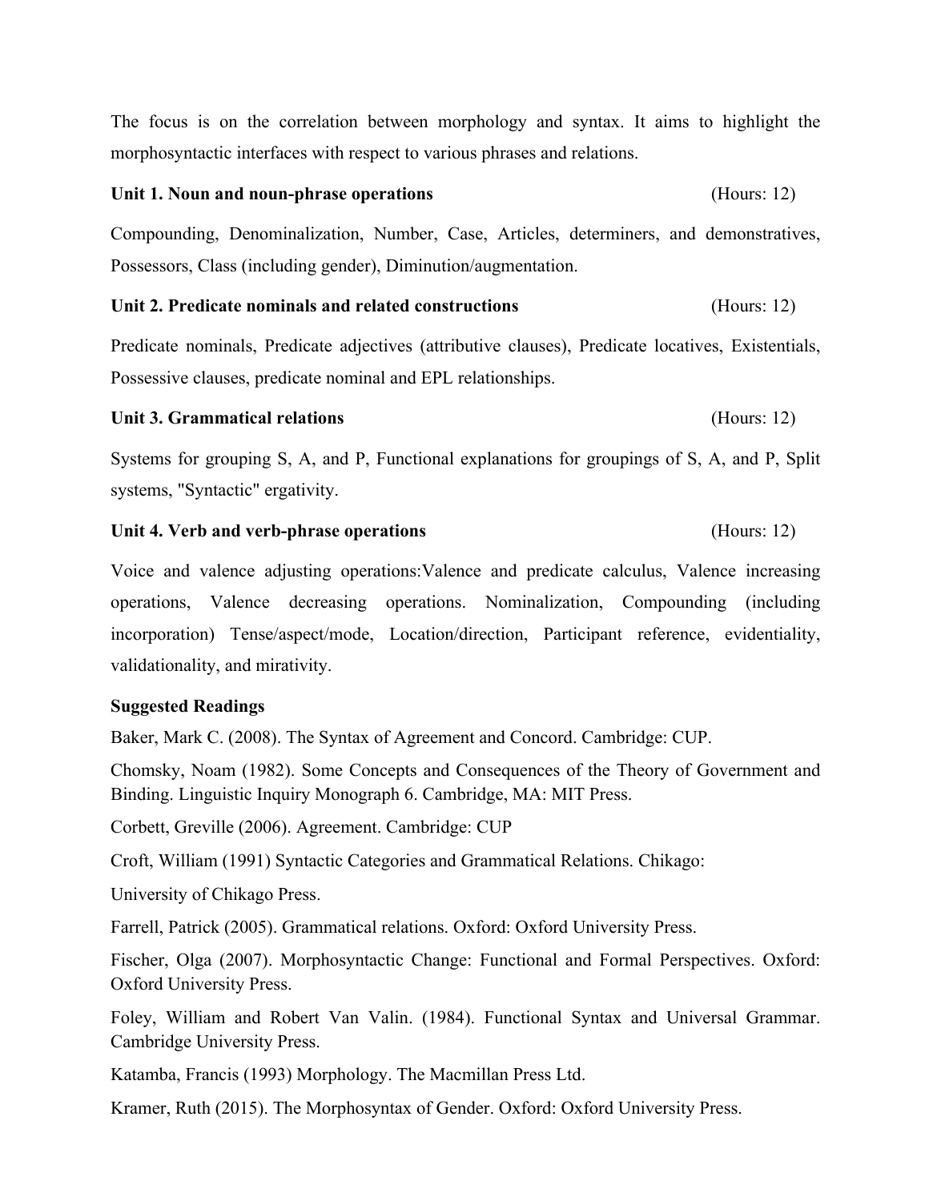The focus is on the correlation between morphology and syntax. It aims to highlight the morphosyntactic interfaces with respect to various phrases and relations.

**Unit 1. Noun and noun-phrase operations** (Hours: 12)

Compounding, Denominalization, Number, Case, Articles, determiners, and demonstratives, Possessors, Class (including gender), Diminution/augmentation.

**Unit 2. Predicate nominals and related constructions** (Hours: 12)

Predicate nominals, Predicate adjectives (attributive clauses), Predicate locatives, Existentials, Possessive clauses, predicate nominal and EPL relationships.

**Unit 3. Grammatical relations** (Hours: 12)

Systems for grouping S, A, and P, Functional explanations for groupings of S, A, and P, Split systems, "Syntactic" ergativity.

**Unit 4. Verb and verb-phrase operations** (Hours: 12)

Voice and valence adjusting operations:Valence and predicate calculus, Valence increasing operations, Valence decreasing operations. Nominalization, Compounding (including incorporation) Tense/aspect/mode, Location/direction, Participant reference, evidentiality, validationality, and mirativity.

**Suggested Readings**

Baker, Mark C. (2008). The Syntax of Agreement and Concord. Cambridge: CUP.

Chomsky, Noam (1982). Some Concepts and Consequences of the Theory of Government and Binding. Linguistic Inquiry Monograph 6. Cambridge, MA: MIT Press.

Corbett, Greville (2006). Agreement. Cambridge: CUP

Croft, William (1991) Syntactic Categories and Grammatical Relations. Chikago:

University of Chikago Press.

Farrell, Patrick (2005). Grammatical relations. Oxford: Oxford University Press.

Fischer, Olga (2007). Morphosyntactic Change: Functional and Formal Perspectives. Oxford: Oxford University Press.

Foley, William and Robert Van Valin. (1984). Functional Syntax and Universal Grammar. Cambridge University Press.

Katamba, Francis (1993) Morphology. The Macmillan Press Ltd.

Kramer, Ruth (2015). The Morphosyntax of Gender. Oxford: Oxford University Press.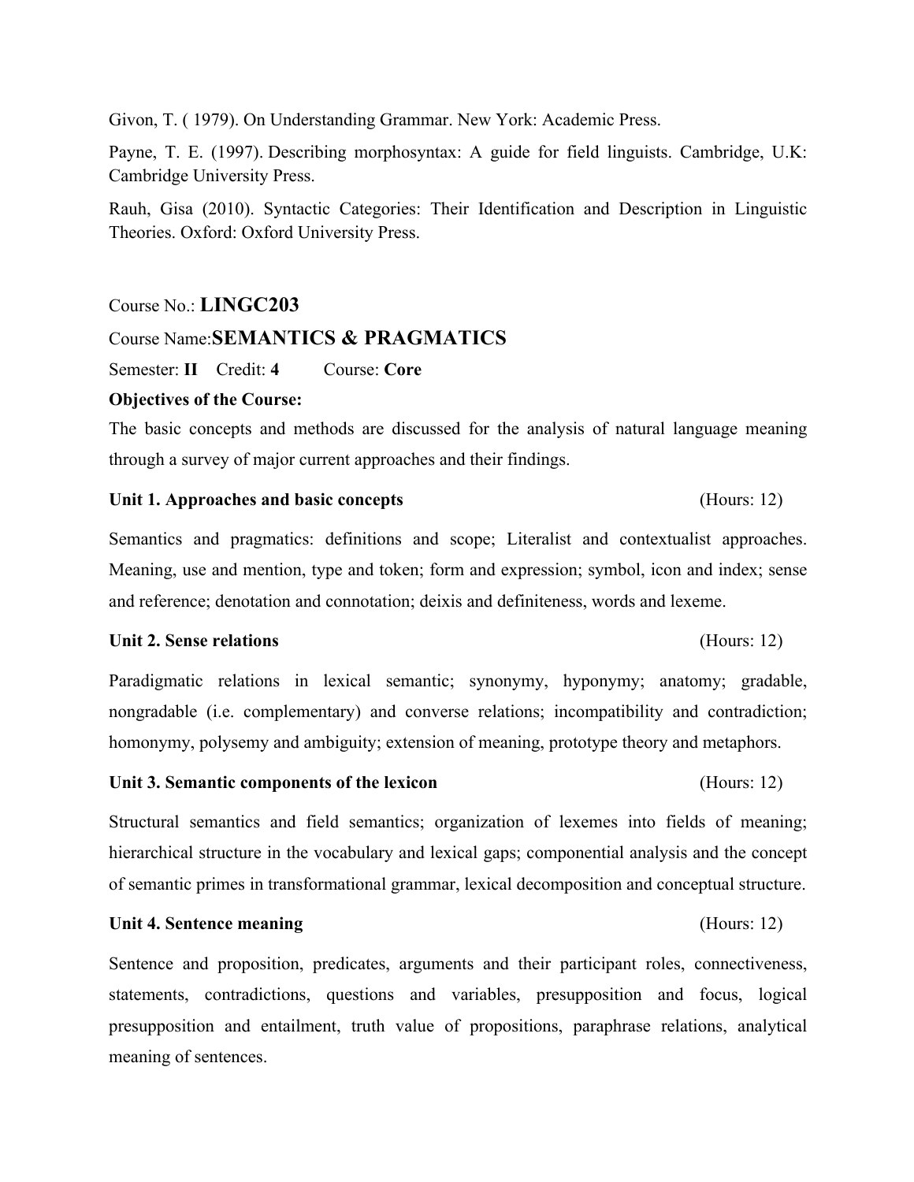Givon, T. ( 1979). On Understanding Grammar. New York: Academic Press.

Payne, T. E. (1997). Describing morphosyntax: A guide for field linguists. Cambridge, U.K: Cambridge University Press.

Rauh, Gisa (2010). Syntactic Categories: Their Identification and Description in Linguistic Theories. Oxford: Oxford University Press.

Course No.: **LINGC203**

Course Name:**SEMANTICS & PRAGMATICS**

Semester: **II** Credit: **4** Course: **Core**

**Objectives of the Course:**

The basic concepts and methods are discussed for the analysis of natural language meaning through a survey of major current approaches and their findings.

**Unit 1. Approaches and basic concepts** (Hours: 12)

Semantics and pragmatics: definitions and scope; Literalist and contextualist approaches. Meaning, use and mention, type and token; form and expression; symbol, icon and index; sense and reference; denotation and connotation; deixis and definiteness, words and lexeme.

**Unit 2. Sense relations** (Hours: 12)

Paradigmatic relations in lexical semantic; synonymy, hyponymy; anatomy; gradable, nongradable (i.e. complementary) and converse relations; incompatibility and contradiction; homonymy, polysemy and ambiguity; extension of meaning, prototype theory and metaphors.

**Unit 3. Semantic components of the lexicon** (Hours: 12)

Structural semantics and field semantics; organization of lexemes into fields of meaning; hierarchical structure in the vocabulary and lexical gaps; componential analysis and the concept of semantic primes in transformational grammar, lexical decomposition and conceptual structure.

**Unit 4. Sentence meaning** (Hours: 12)

Sentence and proposition, predicates, arguments and their participant roles, connectiveness, statements, contradictions, questions and variables, presupposition and focus, logical presupposition and entailment, truth value of propositions, paraphrase relations, analytical meaning of sentences.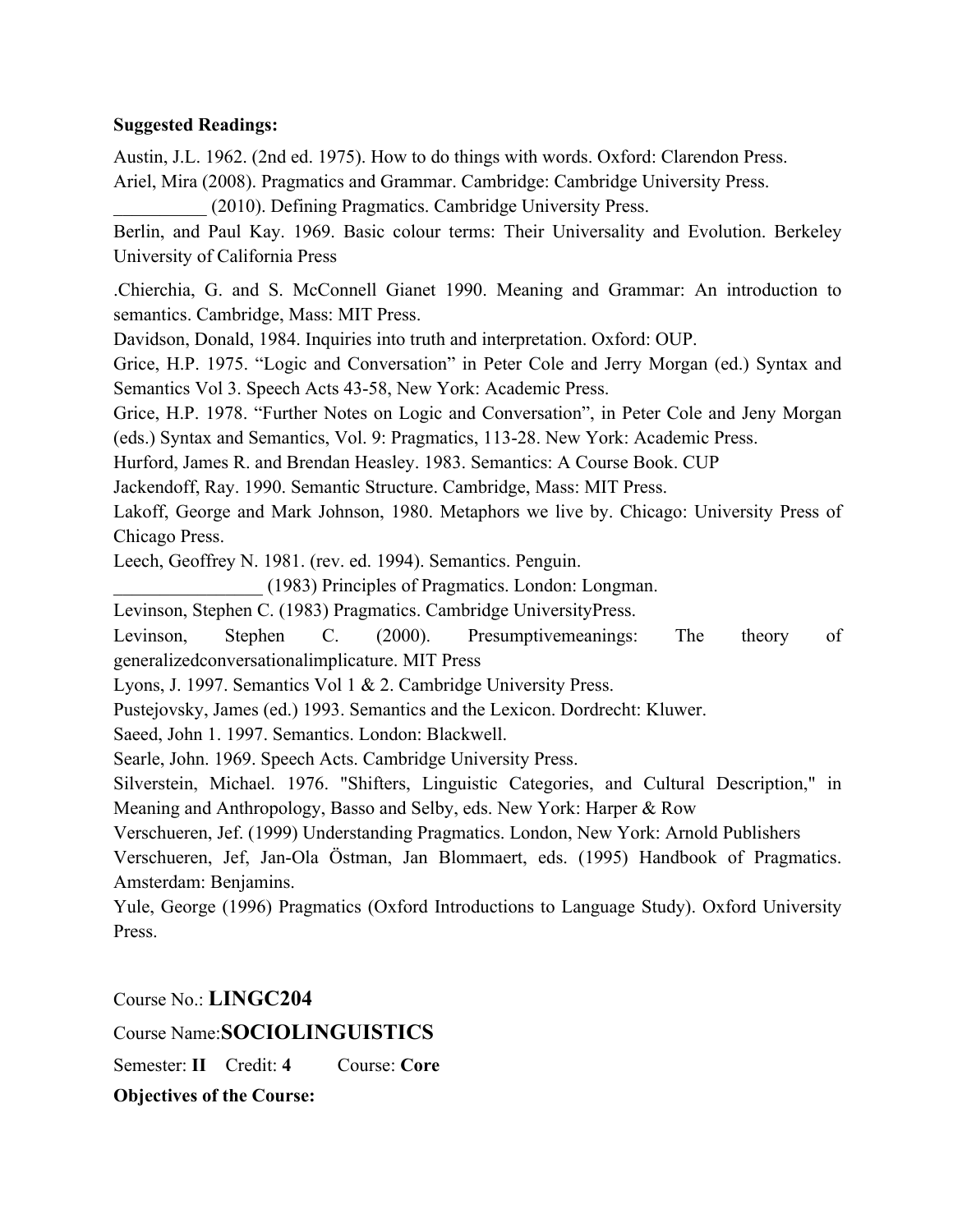**Suggested Readings:**

Austin, J.L. 1962. (2nd ed. 1975). How to do things with words. Oxford: Clarendon Press.

Ariel, Mira (2008). Pragmatics and Grammar. Cambridge: Cambridge University Press.

__________ (2010). Defining Pragmatics. Cambridge University Press.

Berlin, and Paul Kay. 1969. Basic colour terms: Their Universality and Evolution. Berkeley University of California Press

.Chierchia, G. and S. McConnell Gianet 1990. Meaning and Grammar: An introduction to semantics. Cambridge, Mass: MIT Press.

Davidson, Donald, 1984. Inquiries into truth and interpretation. Oxford: OUP.

Grice, H.P. 1975. "Logic and Conversation" in Peter Cole and Jerry Morgan (ed.) Syntax and Semantics Vol 3. Speech Acts 43-58, New York: Academic Press.

Grice, H.P. 1978. "Further Notes on Logic and Conversation", in Peter Cole and Jeny Morgan (eds.) Syntax and Semantics, Vol. 9: Pragmatics, 113-28. New York: Academic Press.

Hurford, James R. and Brendan Heasley. 1983. Semantics: A Course Book. CUP

Jackendoff, Ray. 1990. Semantic Structure. Cambridge, Mass: MIT Press.

Lakoff, George and Mark Johnson, 1980. Metaphors we live by. Chicago: University Press of Chicago Press.

Leech, Geoffrey N. 1981. (rev. ed. 1994). Semantics. Penguin.

________________ (1983) Principles of Pragmatics. London: Longman.

Levinson, Stephen C. (1983) Pragmatics. Cambridge UniversityPress.

Levinson, Stephen C. (2000). Presumptivemeanings: The theory of generalizedconversationalimplicature. MIT Press

Lyons, J. 1997. Semantics Vol 1 & 2. Cambridge University Press.

Pustejovsky, James (ed.) 1993. Semantics and the Lexicon. Dordrecht: Kluwer.

Saeed, John 1. 1997. Semantics. London: Blackwell.

Searle, John. 1969. Speech Acts. Cambridge University Press.

Silverstein, Michael. 1976. "Shifters, Linguistic Categories, and Cultural Description," in Meaning and Anthropology, Basso and Selby, eds. New York: Harper & Row

Verschueren, Jef. (1999) Understanding Pragmatics. London, New York: Arnold Publishers

Verschueren, Jef, Jan-Ola Östman, Jan Blommaert, eds. (1995) Handbook of Pragmatics. Amsterdam: Benjamins.

Yule, George (1996) Pragmatics (Oxford Introductions to Language Study). Oxford University Press.

Course No.: **LINGC204**

Course Name:**SOCIOLINGUISTICS**

Semester: **II** Credit: **4** Course: **Core**

**Objectives of the Course:**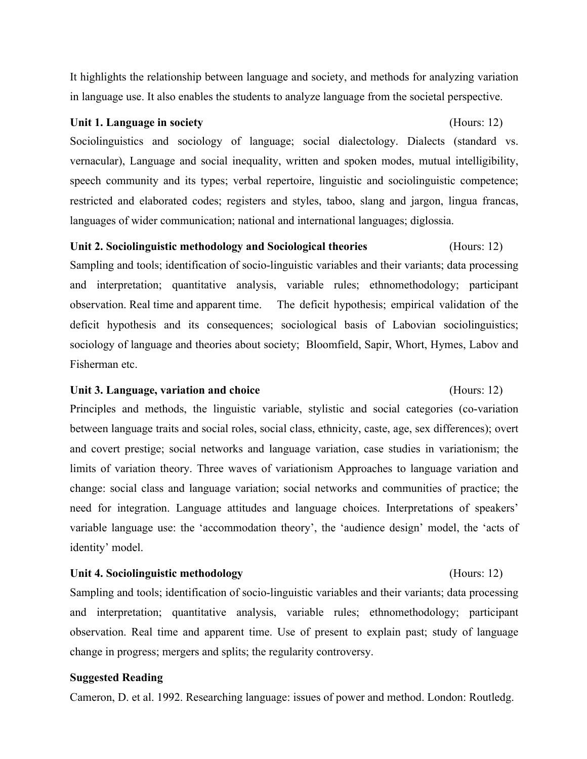It highlights the relationship between language and society, and methods for analyzing variation in language use. It also enables the students to analyze language from the societal perspective.

**Unit 1. Language in society** (Hours: 12)

Sociolinguistics and sociology of language; social dialectology. Dialects (standard vs. vernacular), Language and social inequality, written and spoken modes, mutual intelligibility, speech community and its types; verbal repertoire, linguistic and sociolinguistic competence; restricted and elaborated codes; registers and styles, taboo, slang and jargon, lingua francas, languages of wider communication; national and international languages; diglossia.

**Unit 2. Sociolinguistic methodology and Sociological theories** (Hours: 12)

Sampling and tools; identification of socio-linguistic variables and their variants; data processing and interpretation; quantitative analysis, variable rules; ethnomethodology; participant observation. Real time and apparent time. The deficit hypothesis; empirical validation of the deficit hypothesis and its consequences; sociological basis of Labovian sociolinguistics; sociology of language and theories about society; Bloomfield, Sapir, Whort, Hymes, Labov and Fisherman etc.

**Unit 3. Language, variation and choice** (Hours: 12)

Principles and methods, the linguistic variable, stylistic and social categories (co-variation between language traits and social roles, social class, ethnicity, caste, age, sex differences); overt and covert prestige; social networks and language variation, case studies in variationism; the limits of variation theory. Three waves of variationism Approaches to language variation and change: social class and language variation; social networks and communities of practice; the need for integration. Language attitudes and language choices. Interpretations of speakers' variable language use: the 'accommodation theory', the 'audience design' model, the 'acts of identity' model.

**Unit 4. Sociolinguistic methodology** (Hours: 12)

Sampling and tools; identification of socio-linguistic variables and their variants; data processing and interpretation; quantitative analysis, variable rules; ethnomethodology; participant observation. Real time and apparent time. Use of present to explain past; study of language change in progress; mergers and splits; the regularity controversy.

**Suggested Reading**

Cameron, D. et al. 1992. Researching language: issues of power and method. London: Routledg.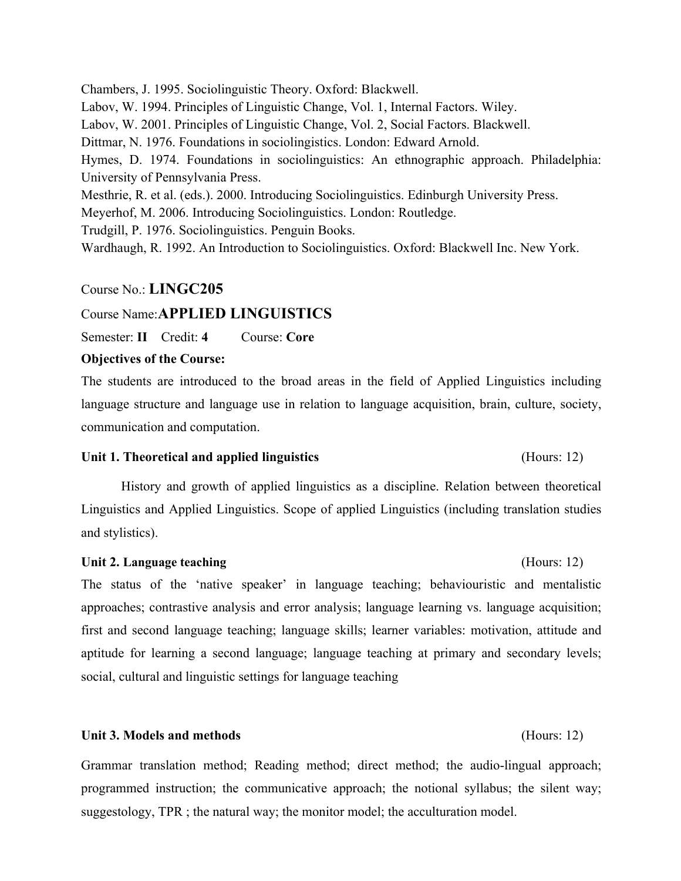Chambers, J. 1995. Sociolinguistic Theory. Oxford: Blackwell.
Labov, W. 1994. Principles of Linguistic Change, Vol. 1, Internal Factors. Wiley.
Labov, W. 2001. Principles of Linguistic Change, Vol. 2, Social Factors. Blackwell.
Dittmar, N. 1976. Foundations in sociolingistics. London: Edward Arnold.
Hymes, D. 1974. Foundations in sociolinguistics: An ethnographic approach. Philadelphia: University of Pennsylvania Press.
Mesthrie, R. et al. (eds.). 2000. Introducing Sociolinguistics. Edinburgh University Press.
Meyerhof, M. 2006. Introducing Sociolinguistics. London: Routledge.
Trudgill, P. 1976. Sociolinguistics. Penguin Books.
Wardhaugh, R. 1992. An Introduction to Sociolinguistics. Oxford: Blackwell Inc. New York.

Course No.: **LINGC205**

Course Name: **APPLIED LINGUISTICS**

Semester: **II** Credit: **4** Course: **Core**

**Objectives of the Course:**

The students are introduced to the broad areas in the field of Applied Linguistics including language structure and language use in relation to language acquisition, brain, culture, society, communication and computation.

**Unit 1. Theoretical and applied linguistics** (Hours: 12)

History and growth of applied linguistics as a discipline. Relation between theoretical Linguistics and Applied Linguistics. Scope of applied Linguistics (including translation studies and stylistics).

**Unit 2. Language teaching** (Hours: 12)

The status of the 'native speaker' in language teaching; behaviouristic and mentalistic approaches; contrastive analysis and error analysis; language learning vs. language acquisition; first and second language teaching; language skills; learner variables: motivation, attitude and aptitude for learning a second language; language teaching at primary and secondary levels; social, cultural and linguistic settings for language teaching

**Unit 3. Models and methods** (Hours: 12)

Grammar translation method; Reading method; direct method; the audio-lingual approach; programmed instruction; the communicative approach; the notional syllabus; the silent way; suggestology, TPR ; the natural way; the monitor model; the acculturation model.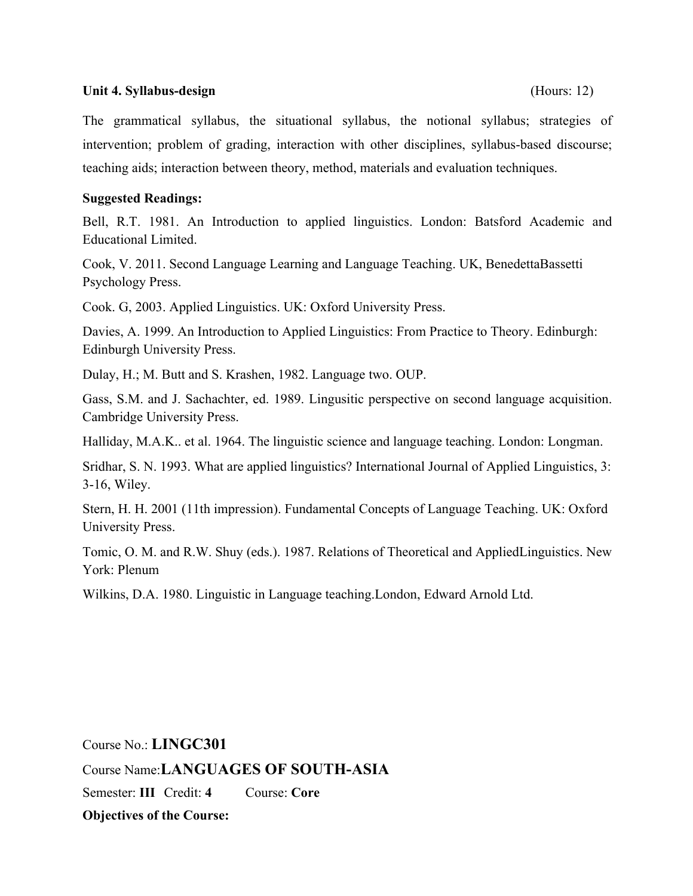**Unit 4. Syllabus-design** (Hours: 12)

The grammatical syllabus, the situational syllabus, the notional syllabus; strategies of intervention; problem of grading, interaction with other disciplines, syllabus-based discourse; teaching aids; interaction between theory, method, materials and evaluation techniques.

**Suggested Readings:**

Bell, R.T. 1981. An Introduction to applied linguistics. London: Batsford Academic and Educational Limited.

Cook, V. 2011. Second Language Learning and Language Teaching. UK, BenedettaBassetti Psychology Press.

Cook. G, 2003. Applied Linguistics. UK: Oxford University Press.

Davies, A. 1999. An Introduction to Applied Linguistics: From Practice to Theory. Edinburgh: Edinburgh University Press.

Dulay, H.; M. Butt and S. Krashen, 1982. Language two. OUP.

Gass, S.M. and J. Sachachter, ed. 1989. Lingusitic perspective on second language acquisition. Cambridge University Press.

Halliday, M.A.K.. et al. 1964. The linguistic science and language teaching. London: Longman.

Sridhar, S. N. 1993. What are applied linguistics? International Journal of Applied Linguistics, 3: 3-16, Wiley.

Stern, H. H. 2001 (11th impression). Fundamental Concepts of Language Teaching. UK: Oxford University Press.

Tomic, O. M. and R.W. Shuy (eds.). 1987. Relations of Theoretical and AppliedLinguistics. New York: Plenum

Wilkins, D.A. 1980. Linguistic in Language teaching.London, Edward Arnold Ltd.

Course No.: **LINGC301**

Course Name:**LANGUAGES OF SOUTH-ASIA**

Semester: **III** Credit: **4** Course: **Core**

**Objectives of the Course:**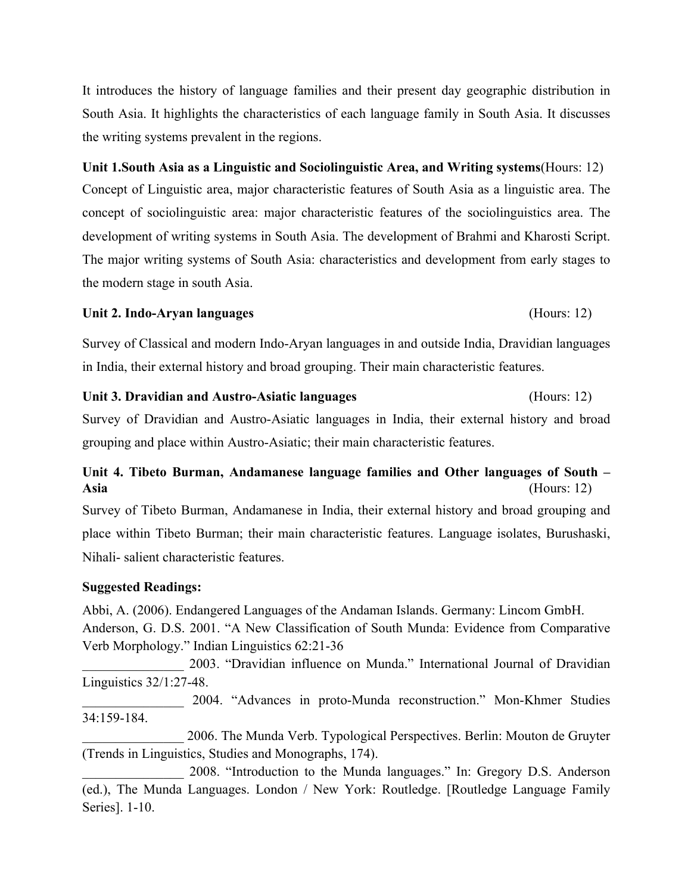It introduces the history of language families and their present day geographic distribution in South Asia. It highlights the characteristics of each language family in South Asia. It discusses the writing systems prevalent in the regions.

**Unit 1.South Asia as a Linguistic and Sociolinguistic Area, and Writing systems**(Hours: 12)
Concept of Linguistic area, major characteristic features of South Asia as a linguistic area. The concept of sociolinguistic area: major characteristic features of the sociolinguistics area. The development of writing systems in South Asia. The development of Brahmi and Kharosti Script. The major writing systems of South Asia: characteristics and development from early stages to the modern stage in south Asia.

**Unit 2. Indo-Aryan languages** (Hours: 12)

Survey of Classical and modern Indo-Aryan languages in and outside India, Dravidian languages in India, their external history and broad grouping. Their main characteristic features.

**Unit 3. Dravidian and Austro-Asiatic languages** (Hours: 12)
Survey of Dravidian and Austro-Asiatic languages in India, their external history and broad grouping and place within Austro-Asiatic; their main characteristic features.

**Unit 4. Tibeto Burman, Andamanese language families and Other languages of South – Asia** (Hours: 12)
Survey of Tibeto Burman, Andamanese in India, their external history and broad grouping and place within Tibeto Burman; their main characteristic features. Language isolates, Burushaski, Nihali- salient characteristic features.

**Suggested Readings:**

Abbi, A. (2006). Endangered Languages of the Andaman Islands. Germany: Lincom GmbH.
Anderson, G. D.S. 2001. "A New Classification of South Munda: Evidence from Comparative Verb Morphology." Indian Linguistics 62:21-36
_______________ 2003. "Dravidian influence on Munda." International Journal of Dravidian Linguistics 32/1:27-48.
_______________ 2004. "Advances in proto-Munda reconstruction." Mon-Khmer Studies 34:159-184.
_______________ 2006. The Munda Verb. Typological Perspectives. Berlin: Mouton de Gruyter (Trends in Linguistics, Studies and Monographs, 174).
_______________ 2008. "Introduction to the Munda languages." In: Gregory D.S. Anderson (ed.), The Munda Languages. London / New York: Routledge. [Routledge Language Family Series]. 1-10.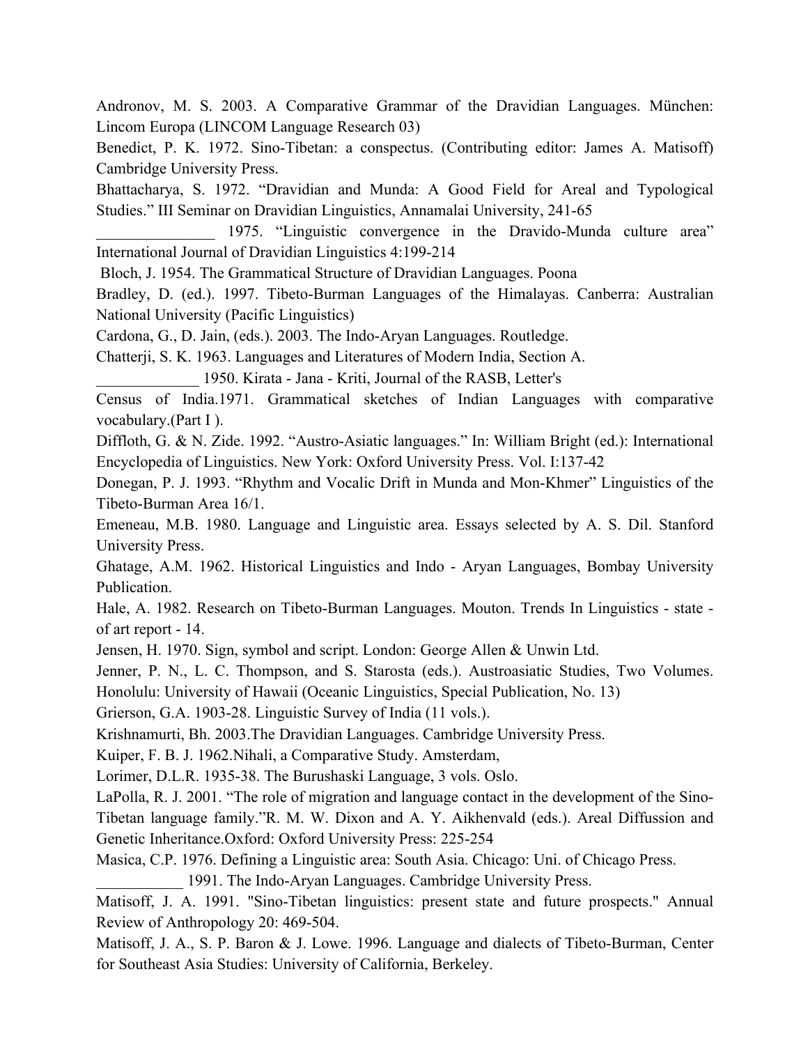Andronov, M. S. 2003. A Comparative Grammar of the Dravidian Languages. München: Lincom Europa (LINCOM Language Research 03)

Benedict, P. K. 1972. Sino-Tibetan: a conspectus. (Contributing editor: James A. Matisoff) Cambridge University Press.

Bhattacharya, S. 1972. "Dravidian and Munda: A Good Field for Areal and Typological Studies." III Seminar on Dravidian Linguistics, Annamalai University, 241-65

_______________ 1975. "Linguistic convergence in the Dravido-Munda culture area" International Journal of Dravidian Linguistics 4:199-214

Bloch, J. 1954. The Grammatical Structure of Dravidian Languages. Poona

Bradley, D. (ed.). 1997. Tibeto-Burman Languages of the Himalayas. Canberra: Australian National University (Pacific Linguistics)

Cardona, G., D. Jain, (eds.). 2003. The Indo-Aryan Languages. Routledge.

Chatterji, S. K. 1963. Languages and Literatures of Modern India, Section A.

_____________ 1950. Kirata - Jana - Kriti, Journal of the RASB, Letter's

Census of India.1971. Grammatical sketches of Indian Languages with comparative vocabulary.(Part I ).

Diffloth, G. & N. Zide. 1992. "Austro-Asiatic languages." In: William Bright (ed.): International Encyclopedia of Linguistics. New York: Oxford University Press. Vol. I:137-42

Donegan, P. J. 1993. "Rhythm and Vocalic Drift in Munda and Mon-Khmer" Linguistics of the Tibeto-Burman Area 16/1.

Emeneau, M.B. 1980. Language and Linguistic area. Essays selected by A. S. Dil. Stanford University Press.

Ghatage, A.M. 1962. Historical Linguistics and Indo - Aryan Languages, Bombay University Publication.

Hale, A. 1982. Research on Tibeto-Burman Languages. Mouton. Trends In Linguistics - state - of art report - 14.

Jensen, H. 1970. Sign, symbol and script. London: George Allen & Unwin Ltd.

Jenner, P. N., L. C. Thompson, and S. Starosta (eds.). Austroasiatic Studies, Two Volumes. Honolulu: University of Hawaii (Oceanic Linguistics, Special Publication, No. 13)

Grierson, G.A. 1903-28. Linguistic Survey of India (11 vols.).

Krishnamurti, Bh. 2003.The Dravidian Languages. Cambridge University Press.

Kuiper, F. B. J. 1962.Nihali, a Comparative Study. Amsterdam,

Lorimer, D.L.R. 1935-38. The Burushaski Language, 3 vols. Oslo.

LaPolla, R. J. 2001. "The role of migration and language contact in the development of the Sino-Tibetan language family."R. M. W. Dixon and A. Y. Aikhenvald (eds.). Areal Diffussion and Genetic Inheritance.Oxford: Oxford University Press: 225-254

Masica, C.P. 1976. Defining a Linguistic area: South Asia. Chicago: Uni. of Chicago Press.

___________ 1991. The Indo-Aryan Languages. Cambridge University Press.

Matisoff, J. A. 1991. "Sino-Tibetan linguistics: present state and future prospects." Annual Review of Anthropology 20: 469-504.

Matisoff, J. A., S. P. Baron & J. Lowe. 1996. Language and dialects of Tibeto-Burman, Center for Southeast Asia Studies: University of California, Berkeley.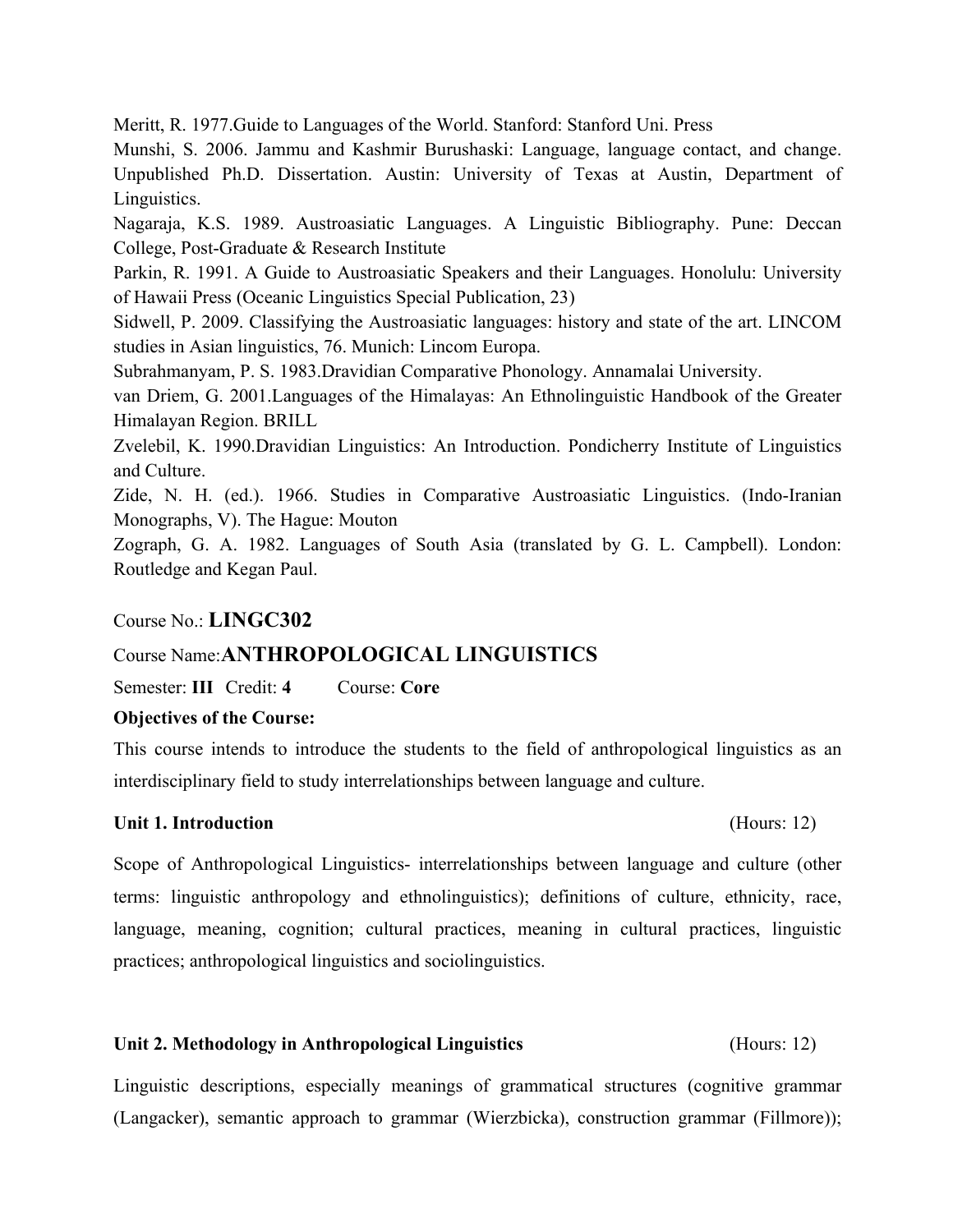Meritt, R. 1977.Guide to Languages of the World. Stanford: Stanford Uni. Press

Munshi, S. 2006. Jammu and Kashmir Burushaski: Language, language contact, and change. Unpublished Ph.D. Dissertation. Austin: University of Texas at Austin, Department of Linguistics.

Nagaraja, K.S. 1989. Austroasiatic Languages. A Linguistic Bibliography. Pune: Deccan College, Post-Graduate & Research Institute

Parkin, R. 1991. A Guide to Austroasiatic Speakers and their Languages. Honolulu: University of Hawaii Press (Oceanic Linguistics Special Publication, 23)

Sidwell, P. 2009. Classifying the Austroasiatic languages: history and state of the art. LINCOM studies in Asian linguistics, 76. Munich: Lincom Europa.

Subrahmanyam, P. S. 1983.Dravidian Comparative Phonology. Annamalai University.

van Driem, G. 2001.Languages of the Himalayas: An Ethnolinguistic Handbook of the Greater Himalayan Region. BRILL

Zvelebil, K. 1990.Dravidian Linguistics: An Introduction. Pondicherry Institute of Linguistics and Culture.

Zide, N. H. (ed.). 1966. Studies in Comparative Austroasiatic Linguistics. (Indo-Iranian Monographs, V). The Hague: Mouton

Zograph, G. A. 1982. Languages of South Asia (translated by G. L. Campbell). London: Routledge and Kegan Paul.

Course No.: **LINGC302**

Course Name:**ANTHROPOLOGICAL LINGUISTICS**

Semester: **III** Credit: **4** Course: **Core**

**Objectives of the Course:**

This course intends to introduce the students to the field of anthropological linguistics as an interdisciplinary field to study interrelationships between language and culture.

**Unit 1. Introduction** (Hours: 12)

Scope of Anthropological Linguistics- interrelationships between language and culture (other terms: linguistic anthropology and ethnolinguistics); definitions of culture, ethnicity, race, language, meaning, cognition; cultural practices, meaning in cultural practices, linguistic practices; anthropological linguistics and sociolinguistics.

**Unit 2. Methodology in Anthropological Linguistics** (Hours: 12)

Linguistic descriptions, especially meanings of grammatical structures (cognitive grammar (Langacker), semantic approach to grammar (Wierzbicka), construction grammar (Fillmore));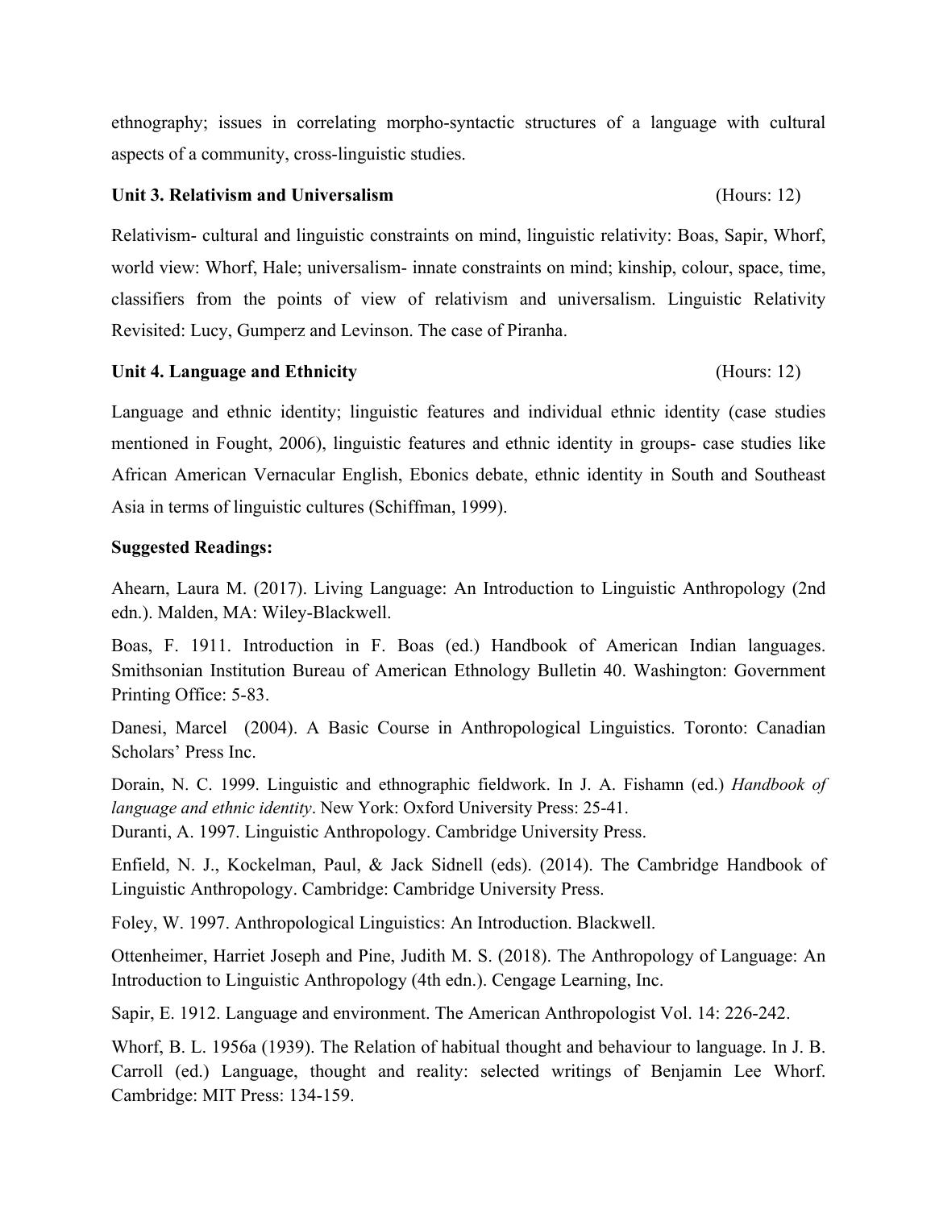ethnography; issues in correlating morpho-syntactic structures of a language with cultural aspects of a community, cross-linguistic studies.

**Unit 3. Relativism and Universalism** (Hours: 12)

Relativism- cultural and linguistic constraints on mind, linguistic relativity: Boas, Sapir, Whorf, world view: Whorf, Hale; universalism- innate constraints on mind; kinship, colour, space, time, classifiers from the points of view of relativism and universalism. Linguistic Relativity Revisited: Lucy, Gumperz and Levinson. The case of Piranha.

**Unit 4. Language and Ethnicity** (Hours: 12)

Language and ethnic identity; linguistic features and individual ethnic identity (case studies mentioned in Fought, 2006), linguistic features and ethnic identity in groups- case studies like African American Vernacular English, Ebonics debate, ethnic identity in South and Southeast Asia in terms of linguistic cultures (Schiffman, 1999).

**Suggested Readings:**

Ahearn, Laura M. (2017). Living Language: An Introduction to Linguistic Anthropology (2nd edn.). Malden, MA: Wiley-Blackwell.

Boas, F. 1911. Introduction in F. Boas (ed.) Handbook of American Indian languages. Smithsonian Institution Bureau of American Ethnology Bulletin 40. Washington: Government Printing Office: 5-83.

Danesi, Marcel (2004). A Basic Course in Anthropological Linguistics. Toronto: Canadian Scholars' Press Inc.

Dorain, N. C. 1999. Linguistic and ethnographic fieldwork. In J. A. Fishamn (ed.) *Handbook of language and ethnic identity*. New York: Oxford University Press: 25-41.
Duranti, A. 1997. Linguistic Anthropology. Cambridge University Press.

Enfield, N. J., Kockelman, Paul, & Jack Sidnell (eds). (2014). The Cambridge Handbook of Linguistic Anthropology. Cambridge: Cambridge University Press.

Foley, W. 1997. Anthropological Linguistics: An Introduction. Blackwell.

Ottenheimer, Harriet Joseph and Pine, Judith M. S. (2018). The Anthropology of Language: An Introduction to Linguistic Anthropology (4th edn.). Cengage Learning, Inc.

Sapir, E. 1912. Language and environment. The American Anthropologist Vol. 14: 226-242.

Whorf, B. L. 1956a (1939). The Relation of habitual thought and behaviour to language. In J. B. Carroll (ed.) Language, thought and reality: selected writings of Benjamin Lee Whorf. Cambridge: MIT Press: 134-159.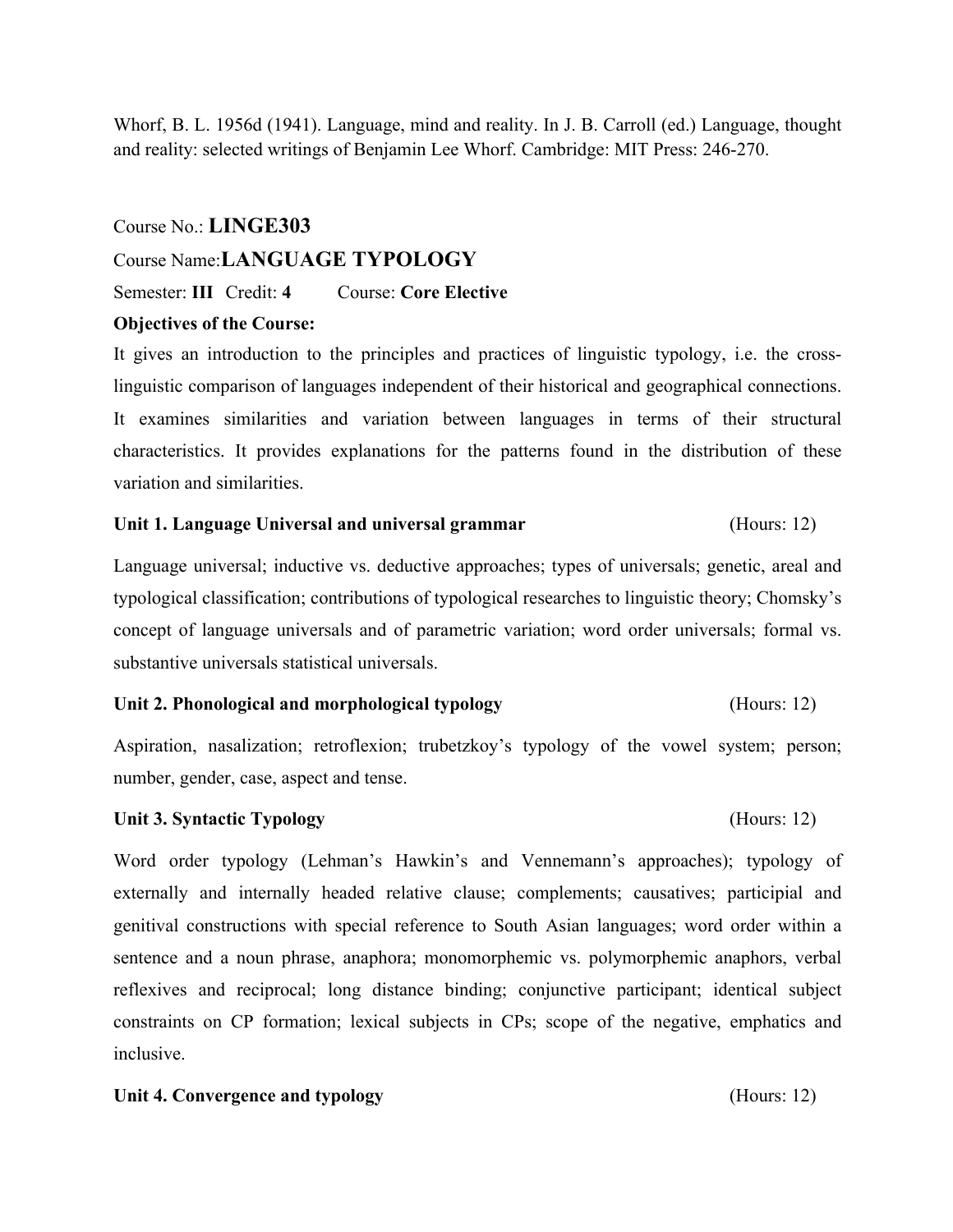Whorf, B. L. 1956d (1941). Language, mind and reality. In J. B. Carroll (ed.) Language, thought and reality: selected writings of Benjamin Lee Whorf. Cambridge: MIT Press: 246-270.

Course No.: **LINGE303**

Course Name:**LANGUAGE TYPOLOGY**

Semester: **III** Credit: **4** Course: **Core Elective**

**Objectives of the Course:**

It gives an introduction to the principles and practices of linguistic typology, i.e. the cross-linguistic comparison of languages independent of their historical and geographical connections. It examines similarities and variation between languages in terms of their structural characteristics. It provides explanations for the patterns found in the distribution of these variation and similarities.

**Unit 1. Language Universal and universal grammar** (Hours: 12)

Language universal; inductive vs. deductive approaches; types of universals; genetic, areal and typological classification; contributions of typological researches to linguistic theory; Chomsky's concept of language universals and of parametric variation; word order universals; formal vs. substantive universals statistical universals.

**Unit 2. Phonological and morphological typology** (Hours: 12)

Aspiration, nasalization; retroflexion; trubetzkoy's typology of the vowel system; person; number, gender, case, aspect and tense.

**Unit 3. Syntactic Typology** (Hours: 12)

Word order typology (Lehman's Hawkin's and Vennemann's approaches); typology of externally and internally headed relative clause; complements; causatives; participial and genitival constructions with special reference to South Asian languages; word order within a sentence and a noun phrase, anaphora; monomorphemic vs. polymorphemic anaphors, verbal reflexives and reciprocal; long distance binding; conjunctive participant; identical subject constraints on CP formation; lexical subjects in CPs; scope of the negative, emphatics and inclusive.

**Unit 4. Convergence and typology** (Hours: 12)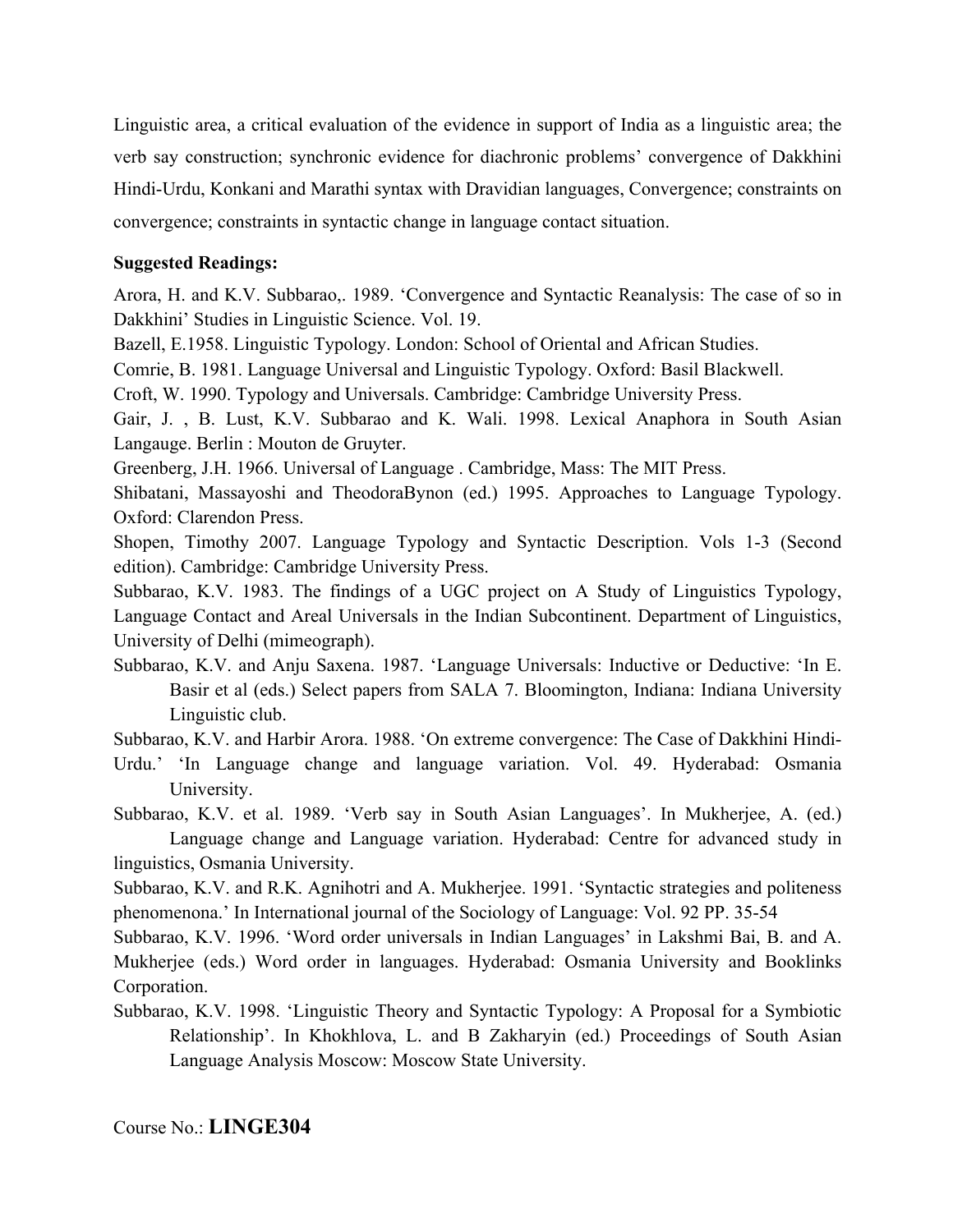Linguistic area, a critical evaluation of the evidence in support of India as a linguistic area; the verb say construction; synchronic evidence for diachronic problems' convergence of Dakkhini Hindi-Urdu, Konkani and Marathi syntax with Dravidian languages, Convergence; constraints on convergence; constraints in syntactic change in language contact situation.

**Suggested Readings:**

Arora, H. and K.V. Subbarao,. 1989. 'Convergence and Syntactic Reanalysis: The case of so in Dakkhini' Studies in Linguistic Science. Vol. 19.

Bazell, E.1958. Linguistic Typology. London: School of Oriental and African Studies.

Comrie, B. 1981. Language Universal and Linguistic Typology. Oxford: Basil Blackwell.

Croft, W. 1990. Typology and Universals. Cambridge: Cambridge University Press.

Gair, J. , B. Lust, K.V. Subbarao and K. Wali. 1998. Lexical Anaphora in South Asian Langauge. Berlin : Mouton de Gruyter.

Greenberg, J.H. 1966. Universal of Language . Cambridge, Mass: The MIT Press.

Shibatani, Massayoshi and TheodoraBynon (ed.) 1995. Approaches to Language Typology. Oxford: Clarendon Press.

Shopen, Timothy 2007. Language Typology and Syntactic Description. Vols 1-3 (Second edition). Cambridge: Cambridge University Press.

Subbarao, K.V. 1983. The findings of a UGC project on A Study of Linguistics Typology, Language Contact and Areal Universals in the Indian Subcontinent. Department of Linguistics, University of Delhi (mimeograph).

Subbarao, K.V. and Anju Saxena. 1987. 'Language Universals: Inductive or Deductive: 'In E. Basir et al (eds.) Select papers from SALA 7. Bloomington, Indiana: Indiana University Linguistic club.

Subbarao, K.V. and Harbir Arora. 1988. 'On extreme convergence: The Case of Dakkhini Hindi-Urdu.' 'In Language change and language variation. Vol. 49. Hyderabad: Osmania University.

Subbarao, K.V. et al. 1989. 'Verb say in South Asian Languages'. In Mukherjee, A. (ed.) Language change and Language variation. Hyderabad: Centre for advanced study in linguistics, Osmania University.

Subbarao, K.V. and R.K. Agnihotri and A. Mukherjee. 1991. 'Syntactic strategies and politeness phenomenona.' In International journal of the Sociology of Language: Vol. 92 PP. 35-54

Subbarao, K.V. 1996. 'Word order universals in Indian Languages' in Lakshmi Bai, B. and A. Mukherjee (eds.) Word order in languages. Hyderabad: Osmania University and Booklinks Corporation.

Subbarao, K.V. 1998. 'Linguistic Theory and Syntactic Typology: A Proposal for a Symbiotic Relationship'. In Khokhlova, L. and B Zakharyin (ed.) Proceedings of South Asian Language Analysis Moscow: Moscow State University.

Course No.: **LINGE304**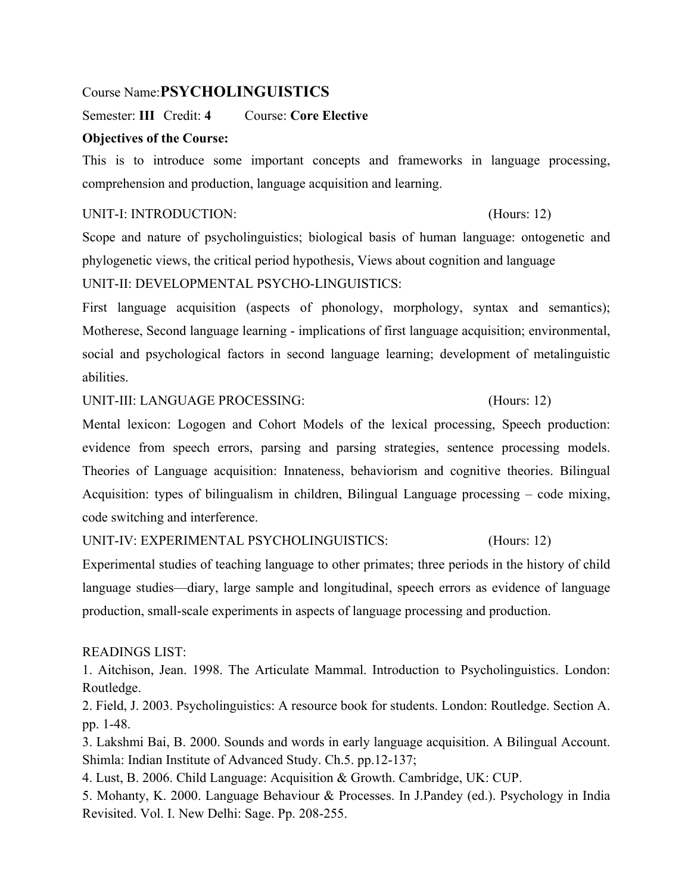Course Name: **PSYCHOLINGUISTICS**

Semester: **III** Credit: **4** Course: **Core Elective**

**Objectives of the Course:**

This is to introduce some important concepts and frameworks in language processing, comprehension and production, language acquisition and learning.

UNIT-I: INTRODUCTION: (Hours: 12)

Scope and nature of psycholinguistics; biological basis of human language: ontogenetic and phylogenetic views, the critical period hypothesis, Views about cognition and language

UNIT-II: DEVELOPMENTAL PSYCHO-LINGUISTICS:

First language acquisition (aspects of phonology, morphology, syntax and semantics); Motherese, Second language learning - implications of first language acquisition; environmental, social and psychological factors in second language learning; development of metalinguistic abilities.

UNIT-III: LANGUAGE PROCESSING: (Hours: 12)

Mental lexicon: Logogen and Cohort Models of the lexical processing, Speech production: evidence from speech errors, parsing and parsing strategies, sentence processing models. Theories of Language acquisition: Innateness, behaviorism and cognitive theories. Bilingual Acquisition: types of bilingualism in children, Bilingual Language processing – code mixing, code switching and interference.

UNIT-IV: EXPERIMENTAL PSYCHOLINGUISTICS: (Hours: 12)

Experimental studies of teaching language to other primates; three periods in the history of child language studies—diary, large sample and longitudinal, speech errors as evidence of language production, small-scale experiments in aspects of language processing and production.

READINGS LIST:

1. Aitchison, Jean. 1998. The Articulate Mammal. Introduction to Psycholinguistics. London: Routledge.
2. Field, J. 2003. Psycholinguistics: A resource book for students. London: Routledge. Section A. pp. 1-48.
3. Lakshmi Bai, B. 2000. Sounds and words in early language acquisition. A Bilingual Account. Shimla: Indian Institute of Advanced Study. Ch.5. pp.12-137;
4. Lust, B. 2006. Child Language: Acquisition & Growth. Cambridge, UK: CUP.
5. Mohanty, K. 2000. Language Behaviour & Processes. In J.Pandey (ed.). Psychology in India Revisited. Vol. I. New Delhi: Sage. Pp. 208-255.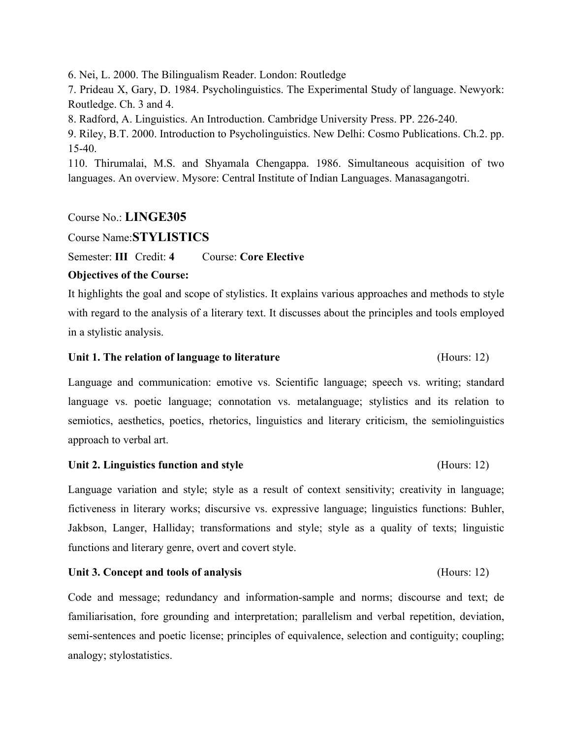6. Nei, L. 2000. The Bilingualism Reader. London: Routledge

7. Prideau X, Gary, D. 1984. Psycholinguistics. The Experimental Study of language. Newyork: Routledge. Ch. 3 and 4.

8. Radford, A. Linguistics. An Introduction. Cambridge University Press. PP. 226-240.

9. Riley, B.T. 2000. Introduction to Psycholinguistics. New Delhi: Cosmo Publications. Ch.2. pp. 15-40.

110. Thirumalai, M.S. and Shyamala Chengappa. 1986. Simultaneous acquisition of two languages. An overview. Mysore: Central Institute of Indian Languages. Manasagangotri.

Course No.: **LINGE305**

Course Name: **STYLISTICS**

Semester: **III** Credit: **4** Course: **Core Elective**

**Objectives of the Course:**

It highlights the goal and scope of stylistics. It explains various approaches and methods to style with regard to the analysis of a literary text. It discusses about the principles and tools employed in a stylistic analysis.

**Unit 1. The relation of language to literature** (Hours: 12)

Language and communication: emotive vs. Scientific language; speech vs. writing; standard language vs. poetic language; connotation vs. metalanguage; stylistics and its relation to semiotics, aesthetics, poetics, rhetorics, linguistics and literary criticism, the semiolinguistics approach to verbal art.

**Unit 2. Linguistics function and style** (Hours: 12)

Language variation and style; style as a result of context sensitivity; creativity in language; fictiveness in literary works; discursive vs. expressive language; linguistics functions: Buhler, Jakbson, Langer, Halliday; transformations and style; style as a quality of texts; linguistic functions and literary genre, overt and covert style.

**Unit 3. Concept and tools of analysis** (Hours: 12)

Code and message; redundancy and information-sample and norms; discourse and text; de familiarisation, fore grounding and interpretation; parallelism and verbal repetition, deviation, semi-sentences and poetic license; principles of equivalence, selection and contiguity; coupling; analogy; stylostatistics.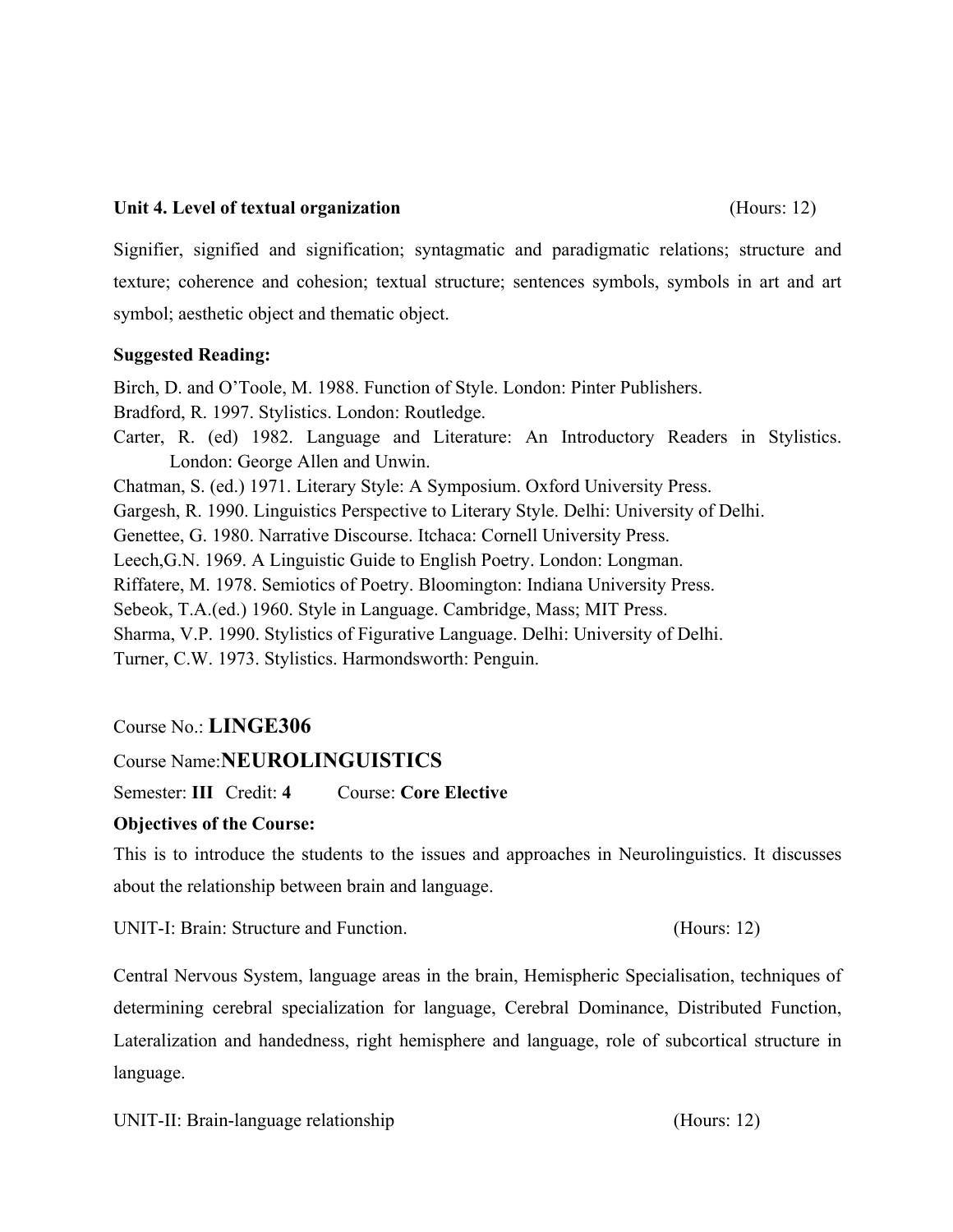**Unit 4. Level of textual organization** (Hours: 12)

Signifier, signified and signification; syntagmatic and paradigmatic relations; structure and texture; coherence and cohesion; textual structure; sentences symbols, symbols in art and art symbol; aesthetic object and thematic object.

**Suggested Reading:**

Birch, D. and O'Toole, M. 1988. Function of Style. London: Pinter Publishers.
Bradford, R. 1997. Stylistics. London: Routledge.
Carter, R. (ed) 1982. Language and Literature: An Introductory Readers in Stylistics. London: George Allen and Unwin.
Chatman, S. (ed.) 1971. Literary Style: A Symposium. Oxford University Press.
Gargesh, R. 1990. Linguistics Perspective to Literary Style. Delhi: University of Delhi.
Genettee, G. 1980. Narrative Discourse. Itchaca: Cornell University Press.
Leech,G.N. 1969. A Linguistic Guide to English Poetry. London: Longman.
Riffatere, M. 1978. Semiotics of Poetry. Bloomington: Indiana University Press.
Sebeok, T.A.(ed.) 1960. Style in Language. Cambridge, Mass; MIT Press.
Sharma, V.P. 1990. Stylistics of Figurative Language. Delhi: University of Delhi.
Turner, C.W. 1973. Stylistics. Harmondsworth: Penguin.

Course No.: **LINGE306**

Course Name:**NEUROLINGUISTICS**

Semester: **III** Credit: **4** Course: **Core Elective**

**Objectives of the Course:**

This is to introduce the students to the issues and approaches in Neurolinguistics. It discusses about the relationship between brain and language.

UNIT-I: Brain: Structure and Function. (Hours: 12)

Central Nervous System, language areas in the brain, Hemispheric Specialisation, techniques of determining cerebral specialization for language, Cerebral Dominance, Distributed Function, Lateralization and handedness, right hemisphere and language, role of subcortical structure in language.

UNIT-II: Brain-language relationship (Hours: 12)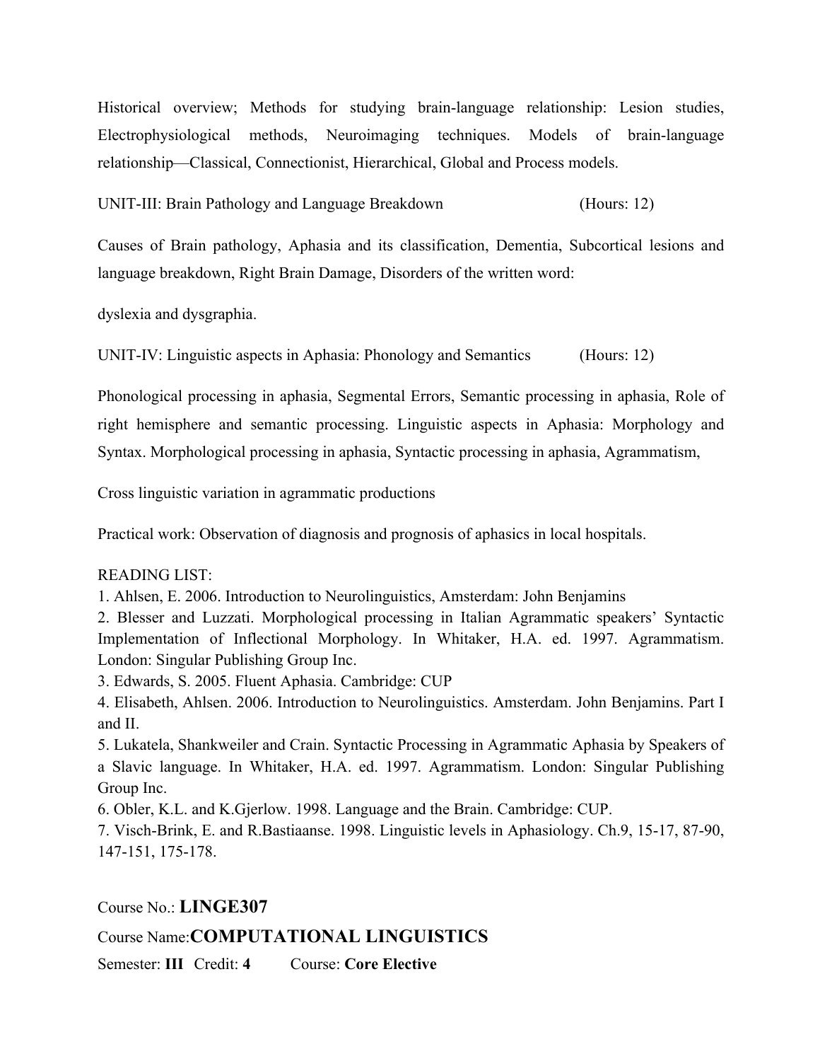Historical overview; Methods for studying brain-language relationship: Lesion studies, Electrophysiological methods, Neuroimaging techniques. Models of brain-language relationship—Classical, Connectionist, Hierarchical, Global and Process models.

UNIT-III: Brain Pathology and Language Breakdown (Hours: 12)

Causes of Brain pathology, Aphasia and its classification, Dementia, Subcortical lesions and language breakdown, Right Brain Damage, Disorders of the written word:

dyslexia and dysgraphia.

UNIT-IV: Linguistic aspects in Aphasia: Phonology and Semantics (Hours: 12)

Phonological processing in aphasia, Segmental Errors, Semantic processing in aphasia, Role of right hemisphere and semantic processing. Linguistic aspects in Aphasia: Morphology and Syntax. Morphological processing in aphasia, Syntactic processing in aphasia, Agrammatism,

Cross linguistic variation in agrammatic productions

Practical work: Observation of diagnosis and prognosis of aphasics in local hospitals.

READING LIST:

1. Ahlsen, E. 2006. Introduction to Neurolinguistics, Amsterdam: John Benjamins
2. Blesser and Luzzati. Morphological processing in Italian Agrammatic speakers' Syntactic Implementation of Inflectional Morphology. In Whitaker, H.A. ed. 1997. Agrammatism. London: Singular Publishing Group Inc.
3. Edwards, S. 2005. Fluent Aphasia. Cambridge: CUP
4. Elisabeth, Ahlsen. 2006. Introduction to Neurolinguistics. Amsterdam. John Benjamins. Part I and II.
5. Lukatela, Shankweiler and Crain. Syntactic Processing in Agrammatic Aphasia by Speakers of a Slavic language. In Whitaker, H.A. ed. 1997. Agrammatism. London: Singular Publishing Group Inc.
6. Obler, K.L. and K.Gjerlow. 1998. Language and the Brain. Cambridge: CUP.
7. Visch-Brink, E. and R.Bastiaanse. 1998. Linguistic levels in Aphasiology. Ch.9, 15-17, 87-90, 147-151, 175-178.

Course No.: **LINGE307**

Course Name: **COMPUTATIONAL LINGUISTICS**

Semester: **III** Credit: **4** Course: **Core Elective**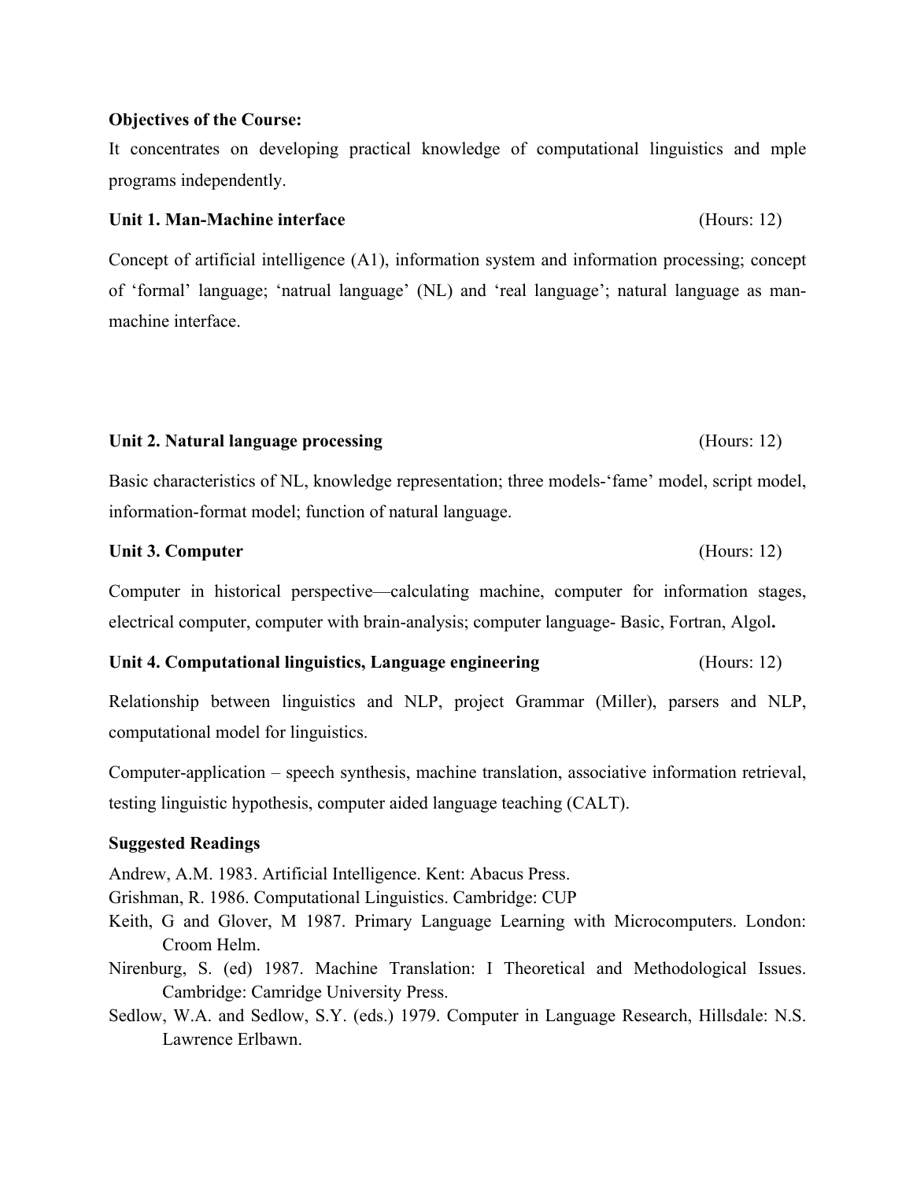**Objectives of the Course:**

It concentrates on developing practical knowledge of computational linguistics and mple programs independently.

**Unit 1. Man-Machine interface** (Hours: 12)

Concept of artificial intelligence (A1), information system and information processing; concept of 'formal' language; 'natrual language' (NL) and 'real language'; natural language as man-machine interface.

**Unit 2. Natural language processing** (Hours: 12)

Basic characteristics of NL, knowledge representation; three models-'fame' model, script model, information-format model; function of natural language.

**Unit 3. Computer** (Hours: 12)

Computer in historical perspective—calculating machine, computer for information stages, electrical computer, computer with brain-analysis; computer language- Basic, Fortran, Algol**.**

**Unit 4. Computational linguistics, Language engineering** (Hours: 12)

Relationship between linguistics and NLP, project Grammar (Miller), parsers and NLP, computational model for linguistics.

Computer-application – speech synthesis, machine translation, associative information retrieval, testing linguistic hypothesis, computer aided language teaching (CALT).

**Suggested Readings**

Andrew, A.M. 1983. Artificial Intelligence. Kent: Abacus Press.

Grishman, R. 1986. Computational Linguistics. Cambridge: CUP

Keith, G and Glover, M 1987. Primary Language Learning with Microcomputers. London: Croom Helm.

Nirenburg, S. (ed) 1987. Machine Translation: I Theoretical and Methodological Issues. Cambridge: Camridge University Press.

Sedlow, W.A. and Sedlow, S.Y. (eds.) 1979. Computer in Language Research, Hillsdale: N.S. Lawrence Erlbawn.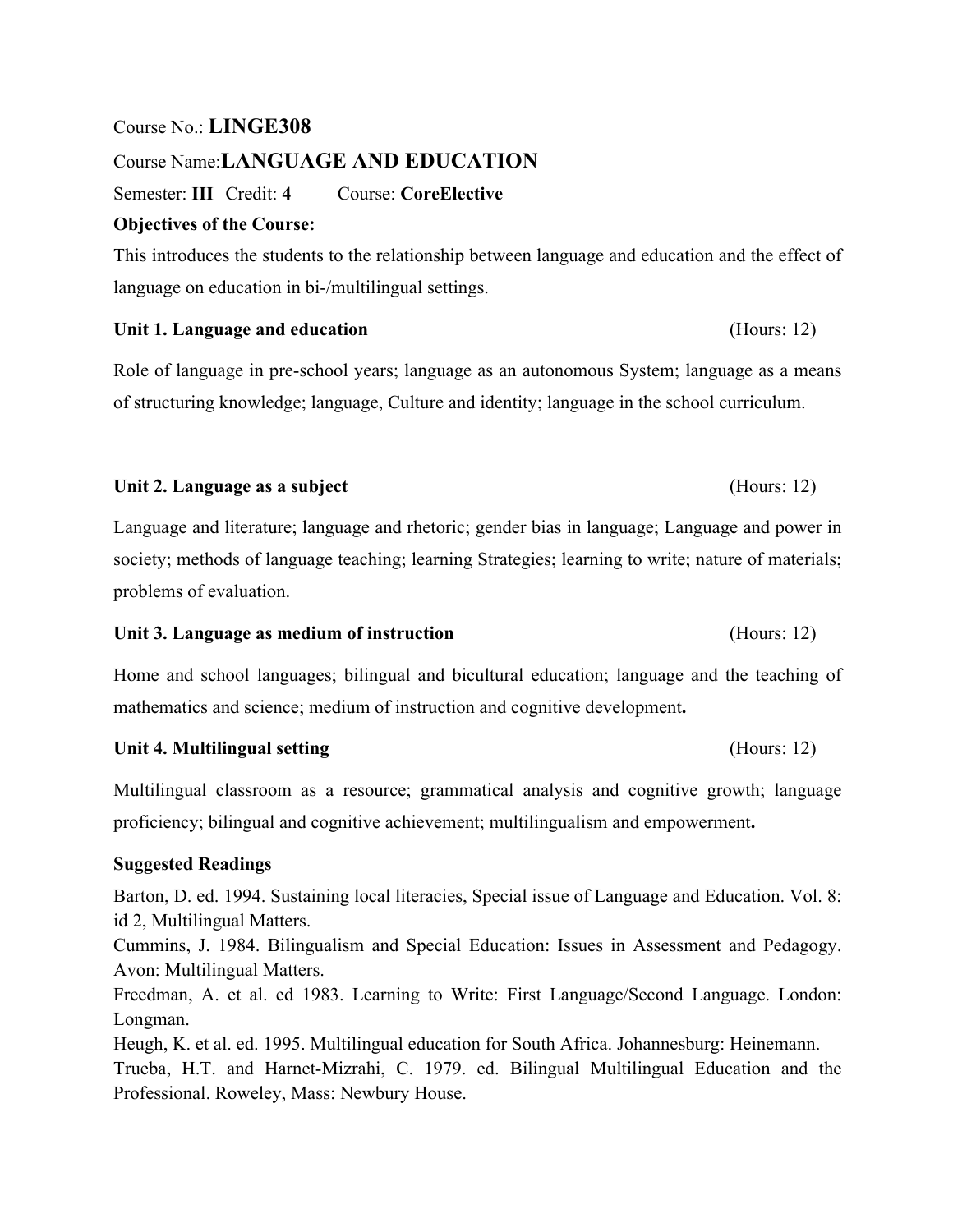Course No.: **LINGE308**

Course Name:**LANGUAGE AND EDUCATION**

Semester: **III** Credit: **4** Course: **CoreElective**

**Objectives of the Course:**

This introduces the students to the relationship between language and education and the effect of language on education in bi-/multilingual settings.

**Unit 1. Language and education** (Hours: 12)

Role of language in pre-school years; language as an autonomous System; language as a means of structuring knowledge; language, Culture and identity; language in the school curriculum.

**Unit 2. Language as a subject** (Hours: 12)

Language and literature; language and rhetoric; gender bias in language; Language and power in society; methods of language teaching; learning Strategies; learning to write; nature of materials; problems of evaluation.

**Unit 3. Language as medium of instruction** (Hours: 12)

Home and school languages; bilingual and bicultural education; language and the teaching of mathematics and science; medium of instruction and cognitive development**.**

**Unit 4. Multilingual setting** (Hours: 12)

Multilingual classroom as a resource; grammatical analysis and cognitive growth; language proficiency; bilingual and cognitive achievement; multilingualism and empowerment**.**

**Suggested Readings**

Barton, D. ed. 1994. Sustaining local literacies, Special issue of Language and Education. Vol. 8: id 2, Multilingual Matters.

Cummins, J. 1984. Bilingualism and Special Education: Issues in Assessment and Pedagogy. Avon: Multilingual Matters.

Freedman, A. et al. ed 1983. Learning to Write: First Language/Second Language. London: Longman.

Heugh, K. et al. ed. 1995. Multilingual education for South Africa. Johannesburg: Heinemann.

Trueba, H.T. and Harnet-Mizrahi, C. 1979. ed. Bilingual Multilingual Education and the Professional. Roweley, Mass: Newbury House.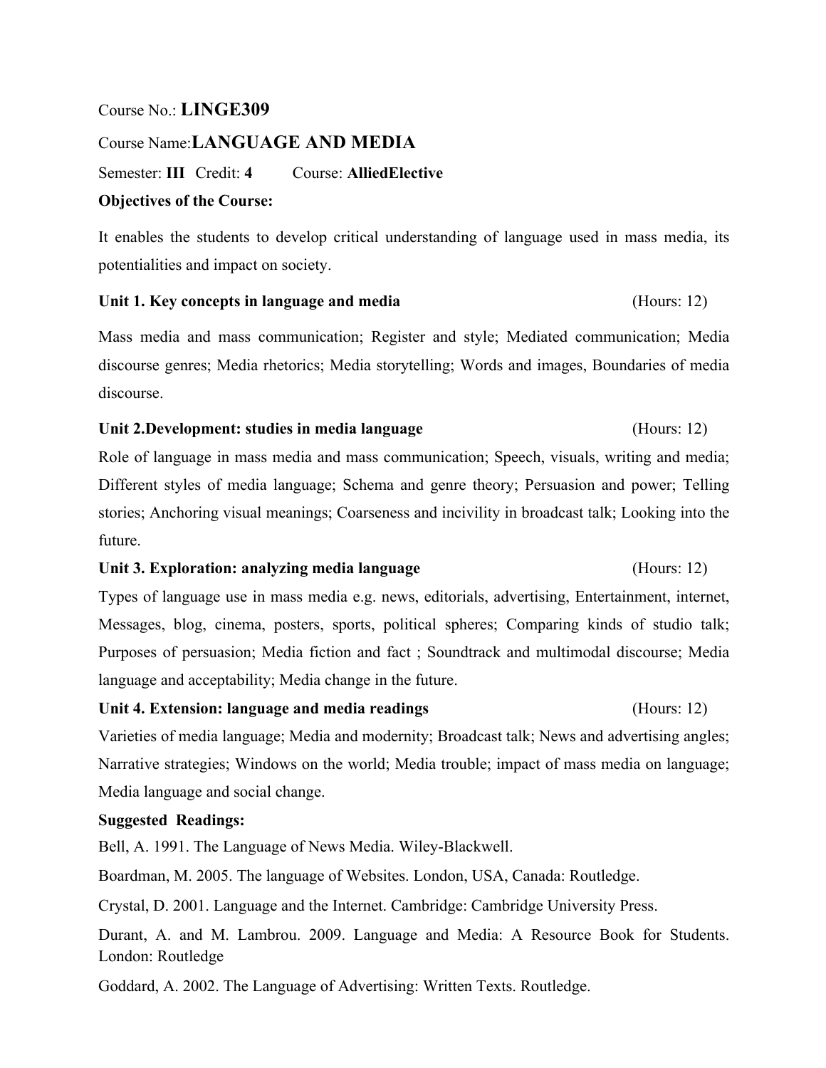Course No.: **LINGE309**

Course Name: **LANGUAGE AND MEDIA**

Semester: **III** Credit: **4** Course: **AlliedElective**

**Objectives of the Course:**

It enables the students to develop critical understanding of language used in mass media, its potentialities and impact on society.

**Unit 1. Key concepts in language and media** (Hours: 12)

Mass media and mass communication; Register and style; Mediated communication; Media discourse genres; Media rhetorics; Media storytelling; Words and images, Boundaries of media discourse.

**Unit 2.Development: studies in media language** (Hours: 12)

Role of language in mass media and mass communication; Speech, visuals, writing and media; Different styles of media language; Schema and genre theory; Persuasion and power; Telling stories; Anchoring visual meanings; Coarseness and incivility in broadcast talk; Looking into the future.

**Unit 3. Exploration: analyzing media language** (Hours: 12)

Types of language use in mass media e.g. news, editorials, advertising, Entertainment, internet, Messages, blog, cinema, posters, sports, political spheres; Comparing kinds of studio talk; Purposes of persuasion; Media fiction and fact ; Soundtrack and multimodal discourse; Media language and acceptability; Media change in the future.

**Unit 4. Extension: language and media readings** (Hours: 12)

Varieties of media language; Media and modernity; Broadcast talk; News and advertising angles; Narrative strategies; Windows on the world; Media trouble; impact of mass media on language; Media language and social change.

**Suggested Readings:**

Bell, A. 1991. The Language of News Media. Wiley-Blackwell.

Boardman, M. 2005. The language of Websites. London, USA, Canada: Routledge.

Crystal, D. 2001. Language and the Internet. Cambridge: Cambridge University Press.

Durant, A. and M. Lambrou. 2009. Language and Media: A Resource Book for Students. London: Routledge

Goddard, A. 2002. The Language of Advertising: Written Texts. Routledge.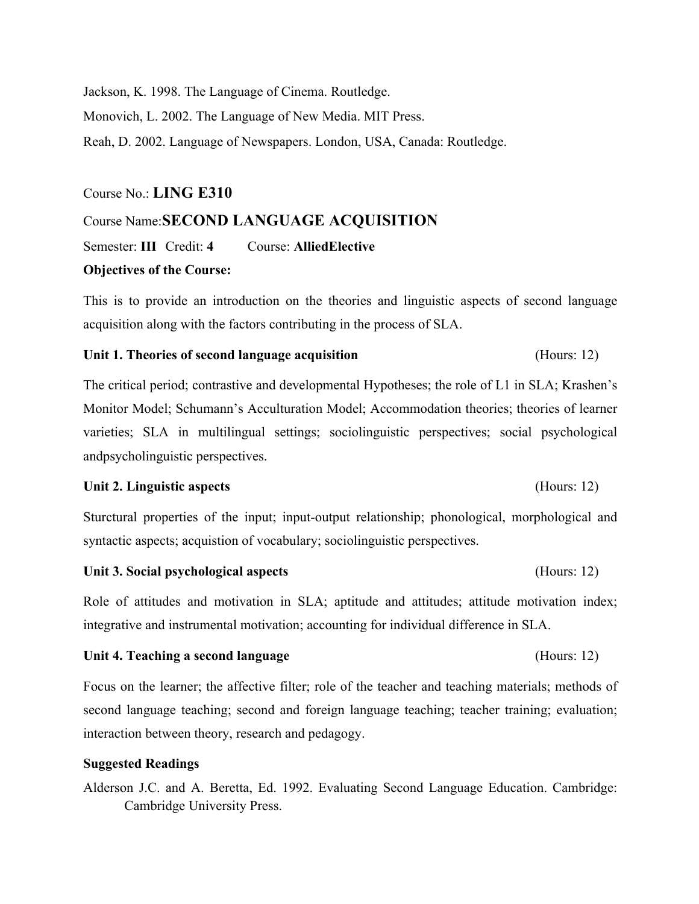Jackson, K. 1998. The Language of Cinema. Routledge.

Monovich, L. 2002. The Language of New Media. MIT Press.

Reah, D. 2002. Language of Newspapers. London, USA, Canada: Routledge.

Course No.: **LING E310**

Course Name:**SECOND LANGUAGE ACQUISITION**

Semester: **III** Credit: **4** Course: **AlliedElective**

**Objectives of the Course:**

This is to provide an introduction on the theories and linguistic aspects of second language acquisition along with the factors contributing in the process of SLA.

**Unit 1. Theories of second language acquisition** (Hours: 12)

The critical period; contrastive and developmental Hypotheses; the role of L1 in SLA; Krashen's Monitor Model; Schumann's Acculturation Model; Accommodation theories; theories of learner varieties; SLA in multilingual settings; sociolinguistic perspectives; social psychological andpsycholinguistic perspectives.

**Unit 2. Linguistic aspects** (Hours: 12)

Sturctural properties of the input; input-output relationship; phonological, morphological and syntactic aspects; acquistion of vocabulary; sociolinguistic perspectives.

**Unit 3. Social psychological aspects** (Hours: 12)

Role of attitudes and motivation in SLA; aptitude and attitudes; attitude motivation index; integrative and instrumental motivation; accounting for individual difference in SLA.

**Unit 4. Teaching a second language** (Hours: 12)

Focus on the learner; the affective filter; role of the teacher and teaching materials; methods of second language teaching; second and foreign language teaching; teacher training; evaluation; interaction between theory, research and pedagogy.

**Suggested Readings**

Alderson J.C. and A. Beretta, Ed. 1992. Evaluating Second Language Education. Cambridge: Cambridge University Press.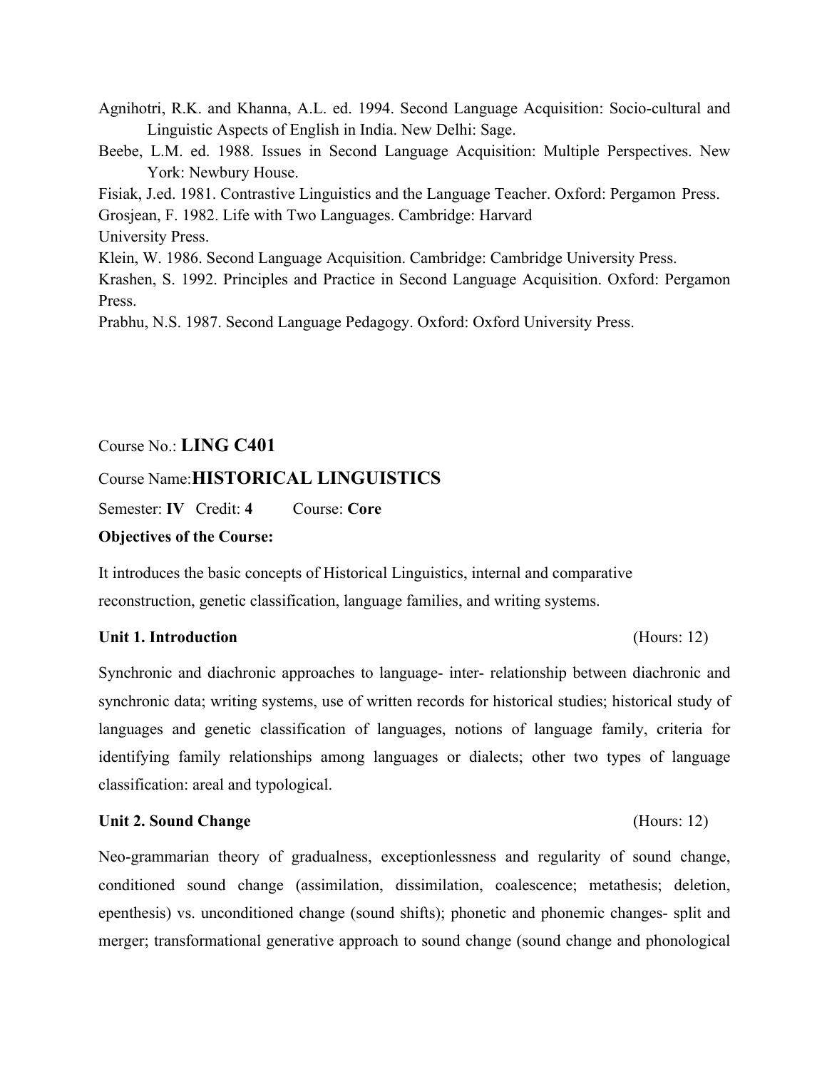Agnihotri, R.K. and Khanna, A.L. ed. 1994. Second Language Acquisition: Socio-cultural and Linguistic Aspects of English in India. New Delhi: Sage.

Beebe, L.M. ed. 1988. Issues in Second Language Acquisition: Multiple Perspectives. New York: Newbury House.

Fisiak, J.ed. 1981. Contrastive Linguistics and the Language Teacher. Oxford: Pergamon Press.

Grosjean, F. 1982. Life with Two Languages. Cambridge: Harvard University Press.

Klein, W. 1986. Second Language Acquisition. Cambridge: Cambridge University Press.

Krashen, S. 1992. Principles and Practice in Second Language Acquisition. Oxford: Pergamon Press.

Prabhu, N.S. 1987. Second Language Pedagogy. Oxford: Oxford University Press.

Course No.: **LING C401**

Course Name:**HISTORICAL LINGUISTICS**

Semester: **IV** Credit: **4** Course: **Core**

**Objectives of the Course:**

It introduces the basic concepts of Historical Linguistics, internal and comparative reconstruction, genetic classification, language families, and writing systems.

**Unit 1. Introduction** (Hours: 12)

Synchronic and diachronic approaches to language- inter- relationship between diachronic and synchronic data; writing systems, use of written records for historical studies; historical study of languages and genetic classification of languages, notions of language family, criteria for identifying family relationships among languages or dialects; other two types of language classification: areal and typological.

**Unit 2. Sound Change** (Hours: 12)

Neo-grammarian theory of gradualness, exceptionlessness and regularity of sound change, conditioned sound change (assimilation, dissimilation, coalescence; metathesis; deletion, epenthesis) vs. unconditioned change (sound shifts); phonetic and phonemic changes- split and merger; transformational generative approach to sound change (sound change and phonological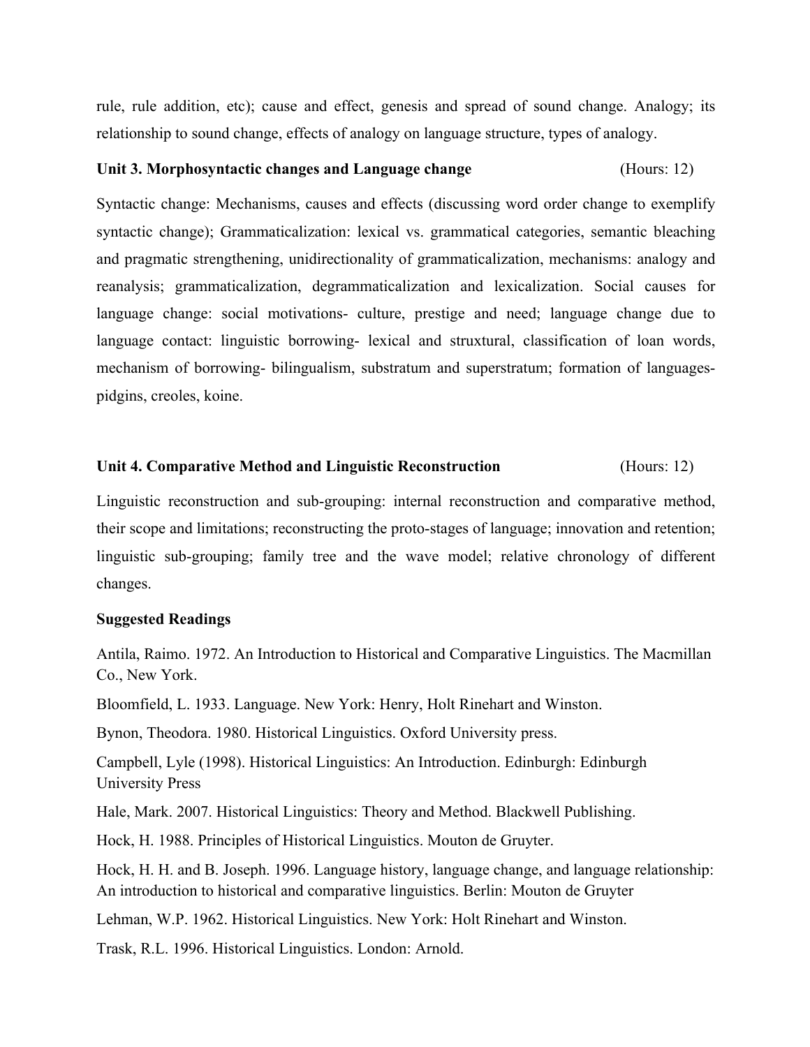rule, rule addition, etc); cause and effect, genesis and spread of sound change. Analogy; its relationship to sound change, effects of analogy on language structure, types of analogy.

**Unit 3. Morphosyntactic changes and Language change** (Hours: 12)

Syntactic change: Mechanisms, causes and effects (discussing word order change to exemplify syntactic change); Grammaticalization: lexical vs. grammatical categories, semantic bleaching and pragmatic strengthening, unidirectionality of grammaticalization, mechanisms: analogy and reanalysis; grammaticalization, degrammaticalization and lexicalization. Social causes for language change: social motivations- culture, prestige and need; language change due to language contact: linguistic borrowing- lexical and struxtural, classification of loan words, mechanism of borrowing- bilingualism, substratum and superstratum; formation of languages- pidgins, creoles, koine.

**Unit 4. Comparative Method and Linguistic Reconstruction** (Hours: 12)

Linguistic reconstruction and sub-grouping: internal reconstruction and comparative method, their scope and limitations; reconstructing the proto-stages of language; innovation and retention; linguistic sub-grouping; family tree and the wave model; relative chronology of different changes.

**Suggested Readings**

Antila, Raimo. 1972. An Introduction to Historical and Comparative Linguistics. The Macmillan Co., New York.

Bloomfield, L. 1933. Language. New York: Henry, Holt Rinehart and Winston.

Bynon, Theodora. 1980. Historical Linguistics. Oxford University press.

Campbell, Lyle (1998). Historical Linguistics: An Introduction. Edinburgh: Edinburgh University Press

Hale, Mark. 2007. Historical Linguistics: Theory and Method. Blackwell Publishing.

Hock, H. 1988. Principles of Historical Linguistics. Mouton de Gruyter.

Hock, H. H. and B. Joseph. 1996. Language history, language change, and language relationship: An introduction to historical and comparative linguistics. Berlin: Mouton de Gruyter

Lehman, W.P. 1962. Historical Linguistics. New York: Holt Rinehart and Winston.

Trask, R.L. 1996. Historical Linguistics. London: Arnold.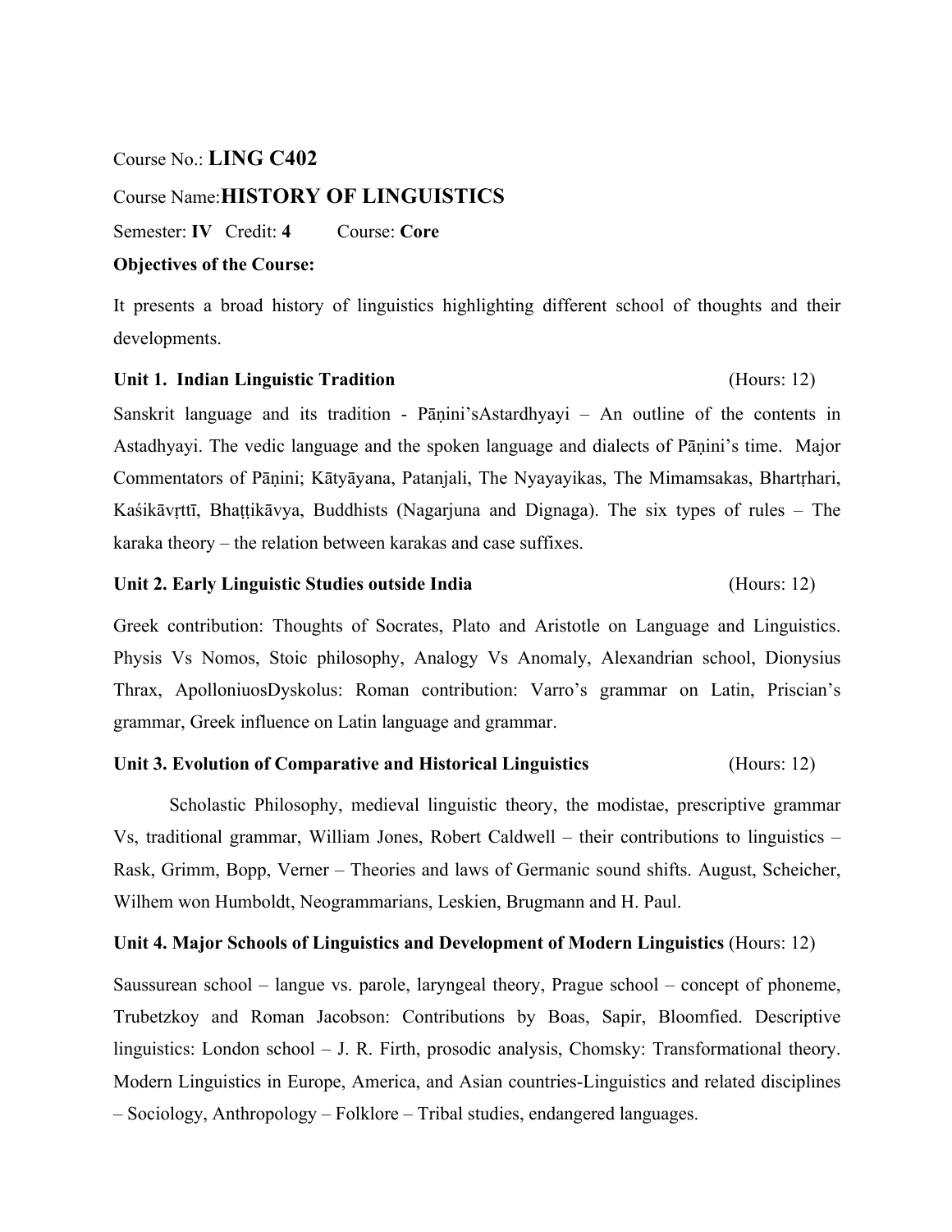Course No.: **LING C402**

Course Name:**HISTORY OF LINGUISTICS**

Semester: **IV** Credit: **4** Course: **Core**

**Objectives of the Course:**

It presents a broad history of linguistics highlighting different school of thoughts and their developments.

**Unit 1. Indian Linguistic Tradition** (Hours: 12)

Sanskrit language and its tradition - Pāṇini'sAstardhyayi – An outline of the contents in Astadhyayi. The vedic language and the spoken language and dialects of Pāṇini's time. Major Commentators of Pāṇini; Kātyāyana, Patanjali, The Nyayayikas, The Mimamsakas, Bhartṛhari, Kaśikāvṛttī, Bhaṭṭikāvya, Buddhists (Nagarjuna and Dignaga). The six types of rules – The karaka theory – the relation between karakas and case suffixes.

**Unit 2. Early Linguistic Studies outside India** (Hours: 12)

Greek contribution: Thoughts of Socrates, Plato and Aristotle on Language and Linguistics. Physis Vs Nomos, Stoic philosophy, Analogy Vs Anomaly, Alexandrian school, Dionysius Thrax, ApolloniuosDyskolus: Roman contribution: Varro's grammar on Latin, Priscian's grammar, Greek influence on Latin language and grammar.

**Unit 3. Evolution of Comparative and Historical Linguistics** (Hours: 12)

Scholastic Philosophy, medieval linguistic theory, the modistae, prescriptive grammar Vs, traditional grammar, William Jones, Robert Caldwell – their contributions to linguistics – Rask, Grimm, Bopp, Verner – Theories and laws of Germanic sound shifts. August, Scheicher, Wilhem won Humboldt, Neogrammarians, Leskien, Brugmann and H. Paul.

**Unit 4. Major Schools of Linguistics and Development of Modern Linguistics** (Hours: 12)

Saussurean school – langue vs. parole, laryngeal theory, Prague school – concept of phoneme, Trubetzkoy and Roman Jacobson: Contributions by Boas, Sapir, Bloomfied. Descriptive linguistics: London school – J. R. Firth, prosodic analysis, Chomsky: Transformational theory. Modern Linguistics in Europe, America, and Asian countries-Linguistics and related disciplines – Sociology, Anthropology – Folklore – Tribal studies, endangered languages.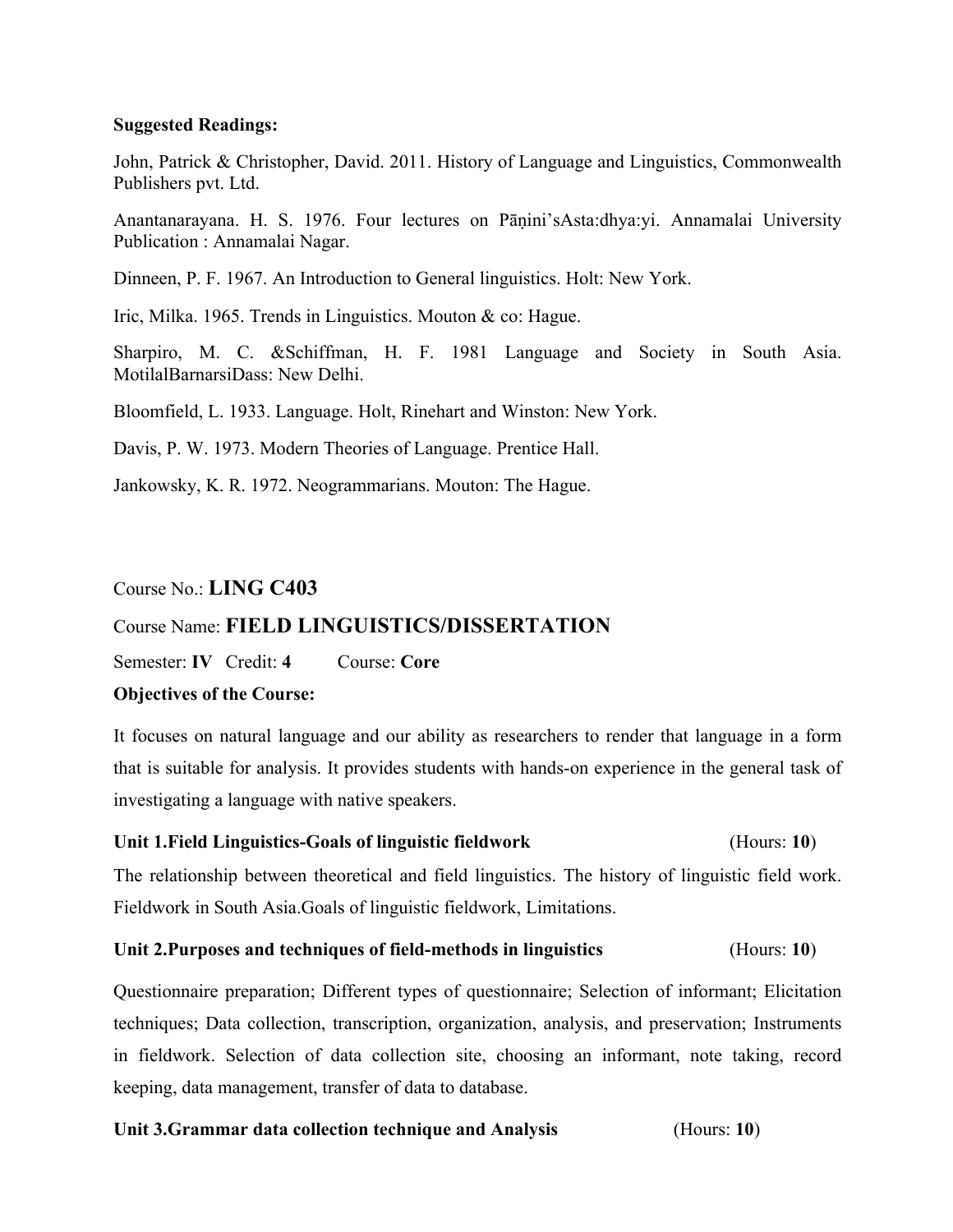**Suggested Readings:**

John, Patrick & Christopher, David. 2011. History of Language and Linguistics, Commonwealth Publishers pvt. Ltd.

Anantanarayana. H. S. 1976. Four lectures on Pāṇini'sAsta:dhya:yi. Annamalai University Publication : Annamalai Nagar.

Dinneen, P. F. 1967. An Introduction to General linguistics. Holt: New York.

Iric, Milka. 1965. Trends in Linguistics. Mouton & co: Hague.

Sharpiro, M. C. &Schiffman, H. F. 1981 Language and Society in South Asia. MotilalBarnarsiDass: New Delhi.

Bloomfield, L. 1933. Language. Holt, Rinehart and Winston: New York.

Davis, P. W. 1973. Modern Theories of Language. Prentice Hall.

Jankowsky, K. R. 1972. Neogrammarians. Mouton: The Hague.

Course No.: **LING C403**

Course Name: **FIELD LINGUISTICS/DISSERTATION**

Semester: **IV** Credit: **4** Course: **Core**

**Objectives of the Course:**

It focuses on natural language and our ability as researchers to render that language in a form that is suitable for analysis. It provides students with hands-on experience in the general task of investigating a language with native speakers.

**Unit 1.Field Linguistics-Goals of linguistic fieldwork** (Hours: **10**)

The relationship between theoretical and field linguistics. The history of linguistic field work. Fieldwork in South Asia.Goals of linguistic fieldwork, Limitations.

**Unit 2.Purposes and techniques of field-methods in linguistics** (Hours: **10**)

Questionnaire preparation; Different types of questionnaire; Selection of informant; Elicitation techniques; Data collection, transcription, organization, analysis, and preservation; Instruments in fieldwork. Selection of data collection site, choosing an informant, note taking, record keeping, data management, transfer of data to database.

**Unit 3.Grammar data collection technique and Analysis** (Hours: **10**)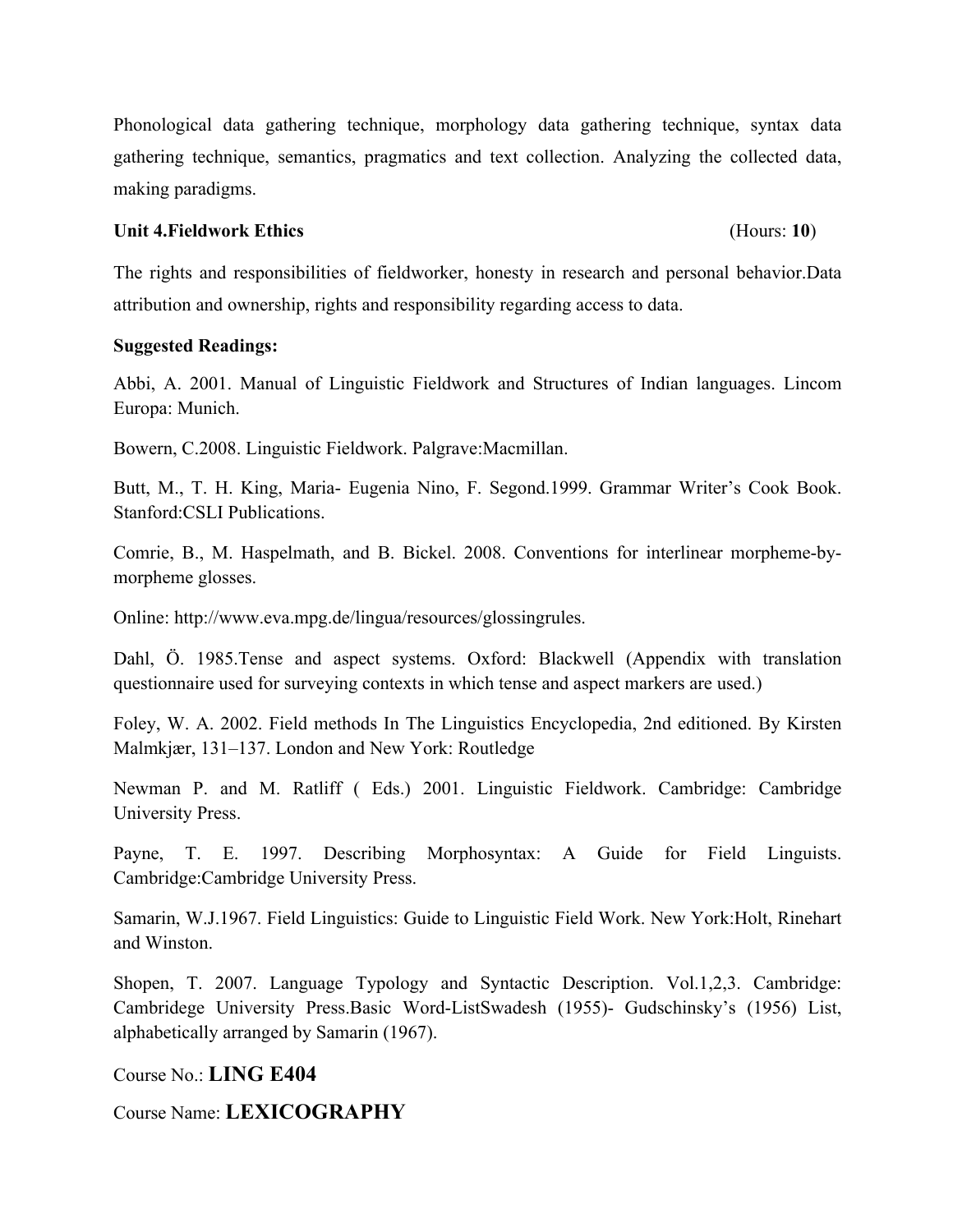Phonological data gathering technique, morphology data gathering technique, syntax data gathering technique, semantics, pragmatics and text collection. Analyzing the collected data, making paradigms.

**Unit 4.Fieldwork Ethics** (Hours: **10**)

The rights and responsibilities of fieldworker, honesty in research and personal behavior.Data attribution and ownership, rights and responsibility regarding access to data.

**Suggested Readings:**

Abbi, A. 2001. Manual of Linguistic Fieldwork and Structures of Indian languages. Lincom Europa: Munich.

Bowern, C.2008. Linguistic Fieldwork. Palgrave:Macmillan.

Butt, M., T. H. King, Maria- Eugenia Nino, F. Segond.1999. Grammar Writer's Cook Book. Stanford:CSLI Publications.

Comrie, B., M. Haspelmath, and B. Bickel. 2008. Conventions for interlinear morpheme-by-morpheme glosses.

Online: http://www.eva.mpg.de/lingua/resources/glossingrules.

Dahl, Ö. 1985.Tense and aspect systems. Oxford: Blackwell (Appendix with translation questionnaire used for surveying contexts in which tense and aspect markers are used.)

Foley, W. A. 2002. Field methods In The Linguistics Encyclopedia, 2nd editioned. By Kirsten Malmkjær, 131–137. London and New York: Routledge

Newman P. and M. Ratliff ( Eds.) 2001. Linguistic Fieldwork. Cambridge: Cambridge University Press.

Payne, T. E. 1997. Describing Morphosyntax: A Guide for Field Linguists. Cambridge:Cambridge University Press.

Samarin, W.J.1967. Field Linguistics: Guide to Linguistic Field Work. New York:Holt, Rinehart and Winston.

Shopen, T. 2007. Language Typology and Syntactic Description. Vol.1,2,3. Cambridge: Cambridege University Press.Basic Word-ListSwadesh (1955)- Gudschinsky's (1956) List, alphabetically arranged by Samarin (1967).

Course No.: **LING E404**

Course Name: **LEXICOGRAPHY**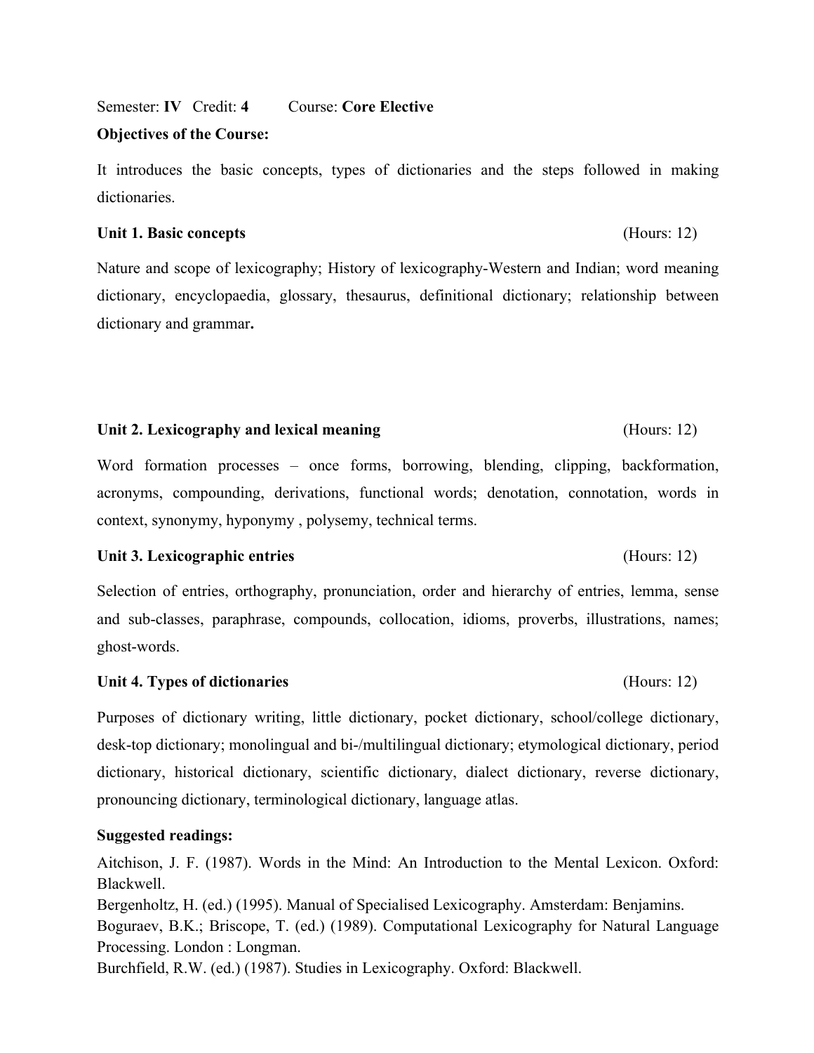Semester: **IV** Credit: **4** Course: **Core Elective**

**Objectives of the Course:**

It introduces the basic concepts, types of dictionaries and the steps followed in making dictionaries.

**Unit 1. Basic concepts** (Hours: 12)

Nature and scope of lexicography; History of lexicography-Western and Indian; word meaning dictionary, encyclopaedia, glossary, thesaurus, definitional dictionary; relationship between dictionary and grammar**.**

**Unit 2. Lexicography and lexical meaning** (Hours: 12)

Word formation processes – once forms, borrowing, blending, clipping, backformation, acronyms, compounding, derivations, functional words; denotation, connotation, words in context, synonymy, hyponymy , polysemy, technical terms.

**Unit 3. Lexicographic entries** (Hours: 12)

Selection of entries, orthography, pronunciation, order and hierarchy of entries, lemma, sense and sub-classes, paraphrase, compounds, collocation, idioms, proverbs, illustrations, names; ghost-words.

**Unit 4. Types of dictionaries** (Hours: 12)

Purposes of dictionary writing, little dictionary, pocket dictionary, school/college dictionary, desk-top dictionary; monolingual and bi-/multilingual dictionary; etymological dictionary, period dictionary, historical dictionary, scientific dictionary, dialect dictionary, reverse dictionary, pronouncing dictionary, terminological dictionary, language atlas.

**Suggested readings:**

Aitchison, J. F. (1987). Words in the Mind: An Introduction to the Mental Lexicon. Oxford: Blackwell.

Bergenholtz, H. (ed.) (1995). Manual of Specialised Lexicography. Amsterdam: Benjamins.

Boguraev, B.K.; Briscope, T. (ed.) (1989). Computational Lexicography for Natural Language Processing. London : Longman.

Burchfield, R.W. (ed.) (1987). Studies in Lexicography. Oxford: Blackwell.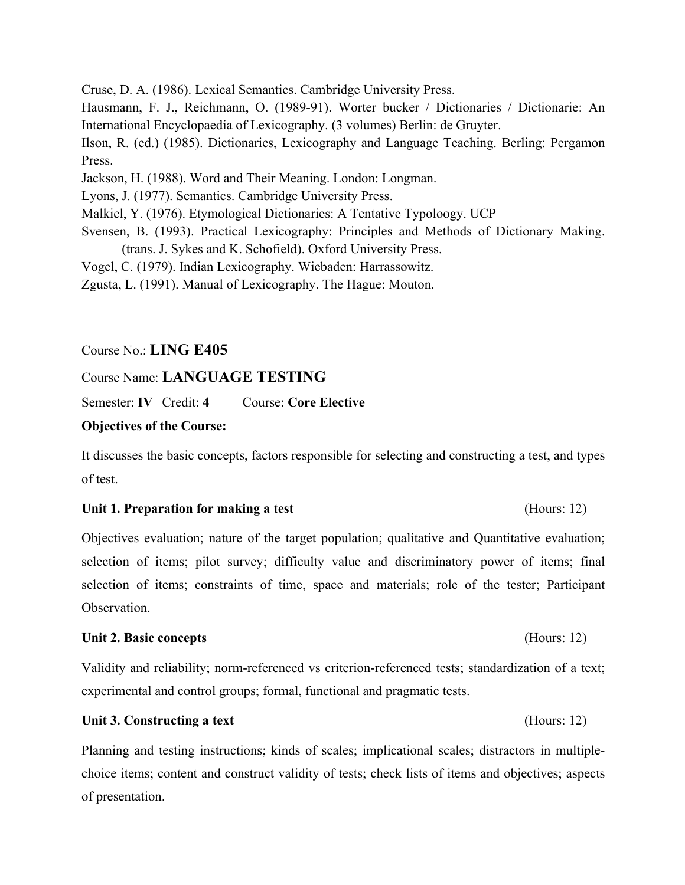Cruse, D. A. (1986). Lexical Semantics. Cambridge University Press.

Hausmann, F. J., Reichmann, O. (1989-91). Worter bucker / Dictionaries / Dictionarie: An International Encyclopaedia of Lexicography. (3 volumes) Berlin: de Gruyter.

Ilson, R. (ed.) (1985). Dictionaries, Lexicography and Language Teaching. Berling: Pergamon Press.

Jackson, H. (1988). Word and Their Meaning. London: Longman.

Lyons, J. (1977). Semantics. Cambridge University Press.

Malkiel, Y. (1976). Etymological Dictionaries: A Tentative Typoloogy. UCP

Svensen, B. (1993). Practical Lexicography: Principles and Methods of Dictionary Making. (trans. J. Sykes and K. Schofield). Oxford University Press.

Vogel, C. (1979). Indian Lexicography. Wiebaden: Harrassowitz.

Zgusta, L. (1991). Manual of Lexicography. The Hague: Mouton.

Course No.: **LING E405**

Course Name: **LANGUAGE TESTING**

Semester: **IV** Credit: **4** Course: **Core Elective**

**Objectives of the Course:**

It discusses the basic concepts, factors responsible for selecting and constructing a test, and types of test.

**Unit 1. Preparation for making a test** (Hours: 12)

Objectives evaluation; nature of the target population; qualitative and Quantitative evaluation; selection of items; pilot survey; difficulty value and discriminatory power of items; final selection of items; constraints of time, space and materials; role of the tester; Participant Observation.

**Unit 2. Basic concepts** (Hours: 12)

Validity and reliability; norm-referenced vs criterion-referenced tests; standardization of a text; experimental and control groups; formal, functional and pragmatic tests.

**Unit 3. Constructing a text** (Hours: 12)

Planning and testing instructions; kinds of scales; implicational scales; distractors in multiple-choice items; content and construct validity of tests; check lists of items and objectives; aspects of presentation.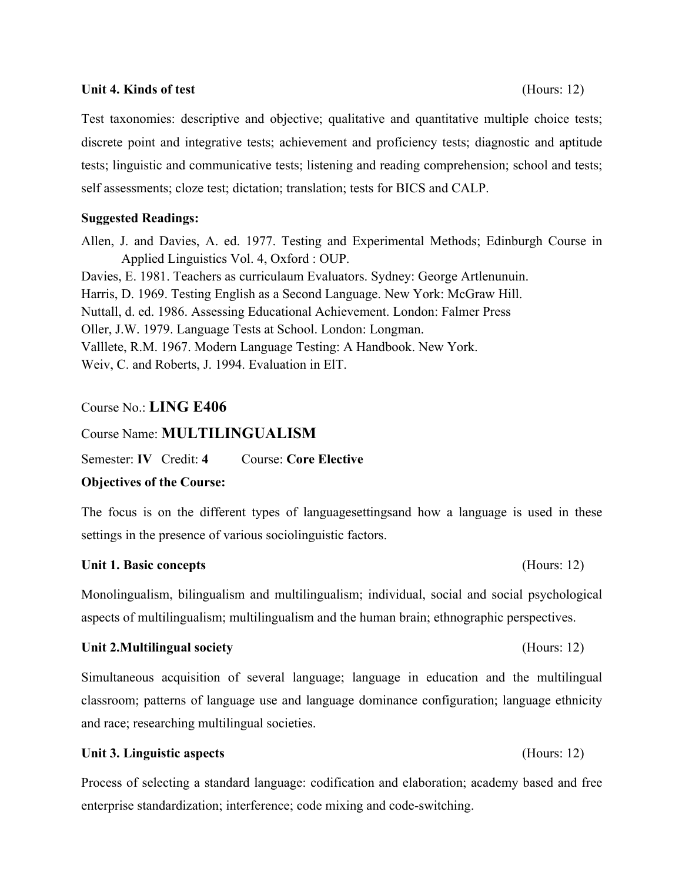**Unit 4. Kinds of test** (Hours: 12)

Test taxonomies: descriptive and objective; qualitative and quantitative multiple choice tests; discrete point and integrative tests; achievement and proficiency tests; diagnostic and aptitude tests; linguistic and communicative tests; listening and reading comprehension; school and tests; self assessments; cloze test; dictation; translation; tests for BICS and CALP.

**Suggested Readings:**

Allen, J. and Davies, A. ed. 1977. Testing and Experimental Methods; Edinburgh Course in Applied Linguistics Vol. 4, Oxford : OUP.
Davies, E. 1981. Teachers as curriculaum Evaluators. Sydney: George Artlenunuin.
Harris, D. 1969. Testing English as a Second Language. New York: McGraw Hill.
Nuttall, d. ed. 1986. Assessing Educational Achievement. London: Falmer Press
Oller, J.W. 1979. Language Tests at School. London: Longman.
Valllete, R.M. 1967. Modern Language Testing: A Handbook. New York.
Weiv, C. and Roberts, J. 1994. Evaluation in ElT.

Course No.: **LING E406**

Course Name: **MULTILINGUALISM**

Semester: **IV** Credit: **4** Course: **Core Elective**

**Objectives of the Course:**

The focus is on the different types of languagesettingsand how a language is used in these settings in the presence of various sociolinguistic factors.

**Unit 1. Basic concepts** (Hours: 12)

Monolingualism, bilingualism and multilingualism; individual, social and social psychological aspects of multilingualism; multilingualism and the human brain; ethnographic perspectives.

**Unit 2.Multilingual society** (Hours: 12)

Simultaneous acquisition of several language; language in education and the multilingual classroom; patterns of language use and language dominance configuration; language ethnicity and race; researching multilingual societies.

**Unit 3. Linguistic aspects** (Hours: 12)

Process of selecting a standard language: codification and elaboration; academy based and free enterprise standardization; interference; code mixing and code-switching.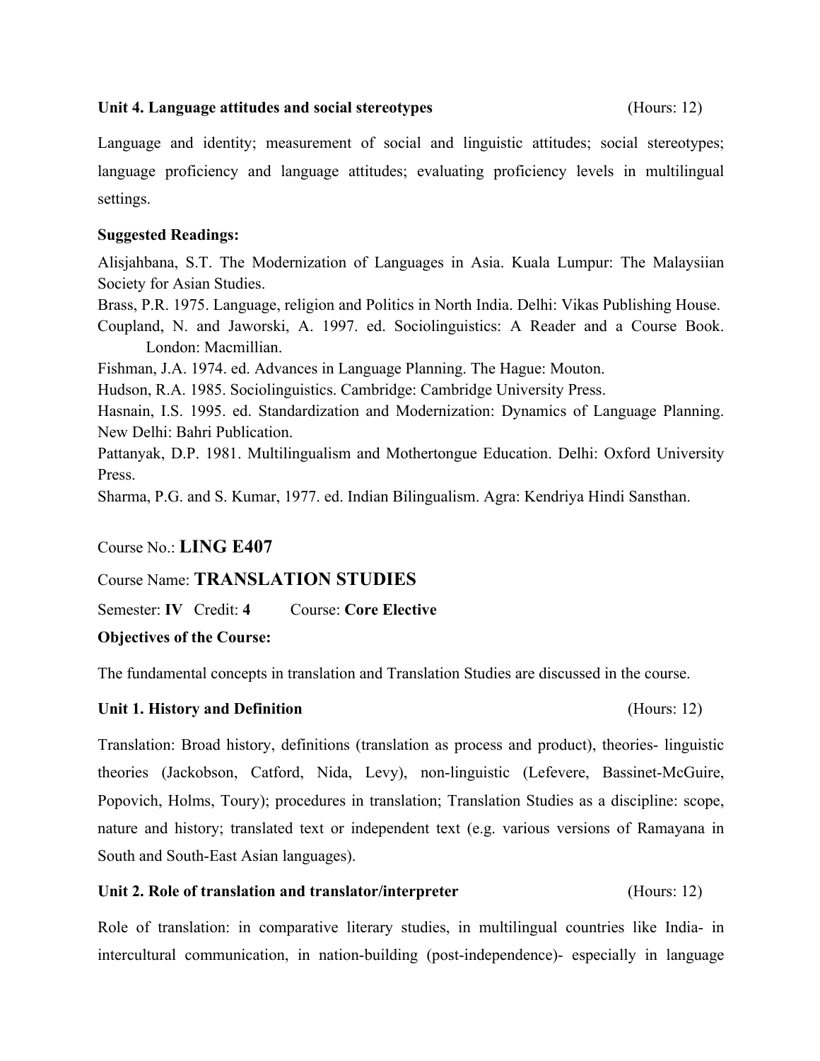**Unit 4. Language attitudes and social stereotypes** (Hours: 12)

Language and identity; measurement of social and linguistic attitudes; social stereotypes; language proficiency and language attitudes; evaluating proficiency levels in multilingual settings.

**Suggested Readings:**

Alisjahbana, S.T. The Modernization of Languages in Asia. Kuala Lumpur: The Malaysiian Society for Asian Studies.

Brass, P.R. 1975. Language, religion and Politics in North India. Delhi: Vikas Publishing House.

Coupland, N. and Jaworski, A. 1997. ed. Sociolinguistics: A Reader and a Course Book. London: Macmillian.

Fishman, J.A. 1974. ed. Advances in Language Planning. The Hague: Mouton.

Hudson, R.A. 1985. Sociolinguistics. Cambridge: Cambridge University Press.

Hasnain, I.S. 1995. ed. Standardization and Modernization: Dynamics of Language Planning. New Delhi: Bahri Publication.

Pattanyak, D.P. 1981. Multilingualism and Mothertongue Education. Delhi: Oxford University Press.

Sharma, P.G. and S. Kumar, 1977. ed. Indian Bilingualism. Agra: Kendriya Hindi Sansthan.

Course No.: **LING E407**

Course Name: **TRANSLATION STUDIES**

Semester: **IV** Credit: **4** Course: **Core Elective**

**Objectives of the Course:**

The fundamental concepts in translation and Translation Studies are discussed in the course.

**Unit 1. History and Definition** (Hours: 12)

Translation: Broad history, definitions (translation as process and product), theories- linguistic theories (Jackobson, Catford, Nida, Levy), non-linguistic (Lefevere, Bassinet-McGuire, Popovich, Holms, Toury); procedures in translation; Translation Studies as a discipline: scope, nature and history; translated text or independent text (e.g. various versions of Ramayana in South and South-East Asian languages).

**Unit 2. Role of translation and translator/interpreter** (Hours: 12)

Role of translation: in comparative literary studies, in multilingual countries like India- in intercultural communication, in nation-building (post-independence)- especially in language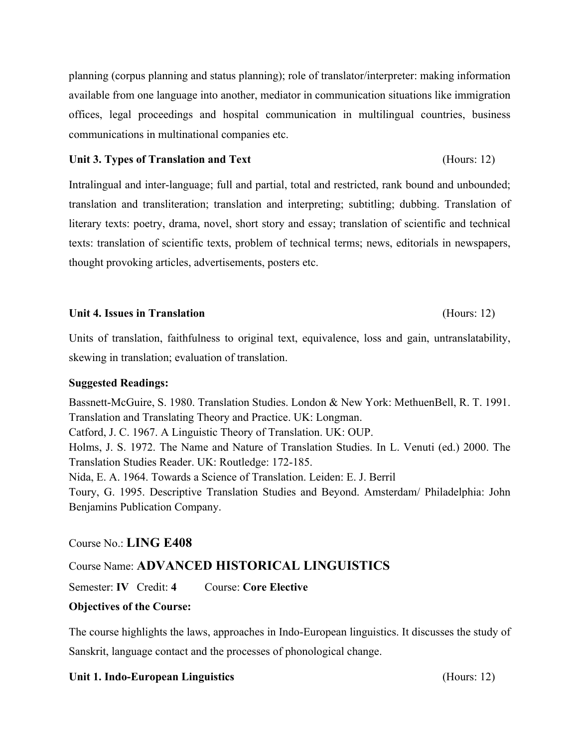planning (corpus planning and status planning); role of translator/interpreter: making information available from one language into another, mediator in communication situations like immigration offices, legal proceedings and hospital communication in multilingual countries, business communications in multinational companies etc.

**Unit 3. Types of Translation and Text** (Hours: 12)

Intralingual and inter-language; full and partial, total and restricted, rank bound and unbounded; translation and transliteration; translation and interpreting; subtitling; dubbing. Translation of literary texts: poetry, drama, novel, short story and essay; translation of scientific and technical texts: translation of scientific texts, problem of technical terms; news, editorials in newspapers, thought provoking articles, advertisements, posters etc.

**Unit 4. Issues in Translation** (Hours: 12)

Units of translation, faithfulness to original text, equivalence, loss and gain, untranslatability, skewing in translation; evaluation of translation.

**Suggested Readings:**

Bassnett-McGuire, S. 1980. Translation Studies. London & New York: MethuenBell, R. T. 1991. Translation and Translating Theory and Practice. UK: Longman.
Catford, J. C. 1967. A Linguistic Theory of Translation. UK: OUP.
Holms, J. S. 1972. The Name and Nature of Translation Studies. In L. Venuti (ed.) 2000. The Translation Studies Reader. UK: Routledge: 172-185.
Nida, E. A. 1964. Towards a Science of Translation. Leiden: E. J. Berril
Toury, G. 1995. Descriptive Translation Studies and Beyond. Amsterdam/ Philadelphia: John Benjamins Publication Company.

Course No.: **LING E408**

Course Name: **ADVANCED HISTORICAL LINGUISTICS**

Semester: **IV** Credit: **4** Course: **Core Elective**

**Objectives of the Course:**

The course highlights the laws, approaches in Indo-European linguistics. It discusses the study of Sanskrit, language contact and the processes of phonological change.

**Unit 1. Indo-European Linguistics** (Hours: 12)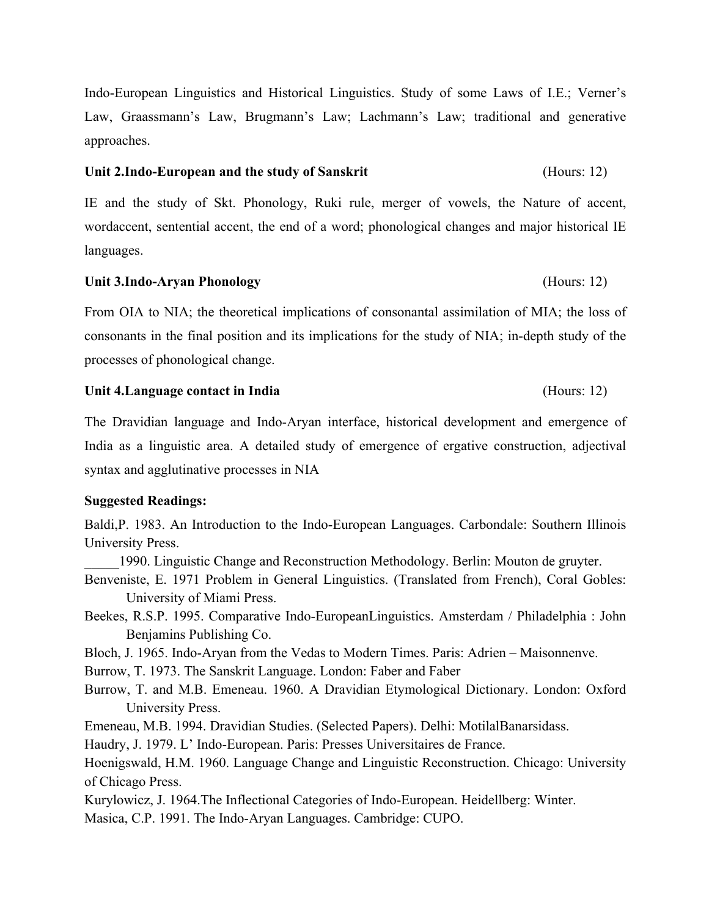Indo-European Linguistics and Historical Linguistics. Study of some Laws of I.E.; Verner's Law, Graassmann's Law, Brugmann's Law; Lachmann's Law; traditional and generative approaches.

**Unit 2.Indo-European and the study of Sanskrit** (Hours: 12)

IE and the study of Skt. Phonology, Ruki rule, merger of vowels, the Nature of accent, wordaccent, sentential accent, the end of a word; phonological changes and major historical IE languages.

**Unit 3.Indo-Aryan Phonology** (Hours: 12)

From OIA to NIA; the theoretical implications of consonantal assimilation of MIA; the loss of consonants in the final position and its implications for the study of NIA; in-depth study of the processes of phonological change.

**Unit 4.Language contact in India** (Hours: 12)

The Dravidian language and Indo-Aryan interface, historical development and emergence of India as a linguistic area. A detailed study of emergence of ergative construction, adjectival syntax and agglutinative processes in NIA

**Suggested Readings:**

Baldi,P. 1983. An Introduction to the Indo-European Languages. Carbondale: Southern Illinois University Press.

_____1990. Linguistic Change and Reconstruction Methodology. Berlin: Mouton de gruyter.

Benveniste, E. 1971 Problem in General Linguistics. (Translated from French), Coral Gobles: University of Miami Press.

Beekes, R.S.P. 1995. Comparative Indo-EuropeanLinguistics. Amsterdam / Philadelphia : John Benjamins Publishing Co.

Bloch, J. 1965. Indo-Aryan from the Vedas to Modern Times. Paris: Adrien – Maisonnenve.

Burrow, T. 1973. The Sanskrit Language. London: Faber and Faber

Burrow, T. and M.B. Emeneau. 1960. A Dravidian Etymological Dictionary. London: Oxford University Press.

Emeneau, M.B. 1994. Dravidian Studies. (Selected Papers). Delhi: MotilalBanarsidass.

Haudry, J. 1979. L' Indo-European. Paris: Presses Universitaires de France.

Hoenigswald, H.M. 1960. Language Change and Linguistic Reconstruction. Chicago: University of Chicago Press.

Kurylowicz, J. 1964.The Inflectional Categories of Indo-European. Heidellberg: Winter.

Masica, C.P. 1991. The Indo-Aryan Languages. Cambridge: CUPO.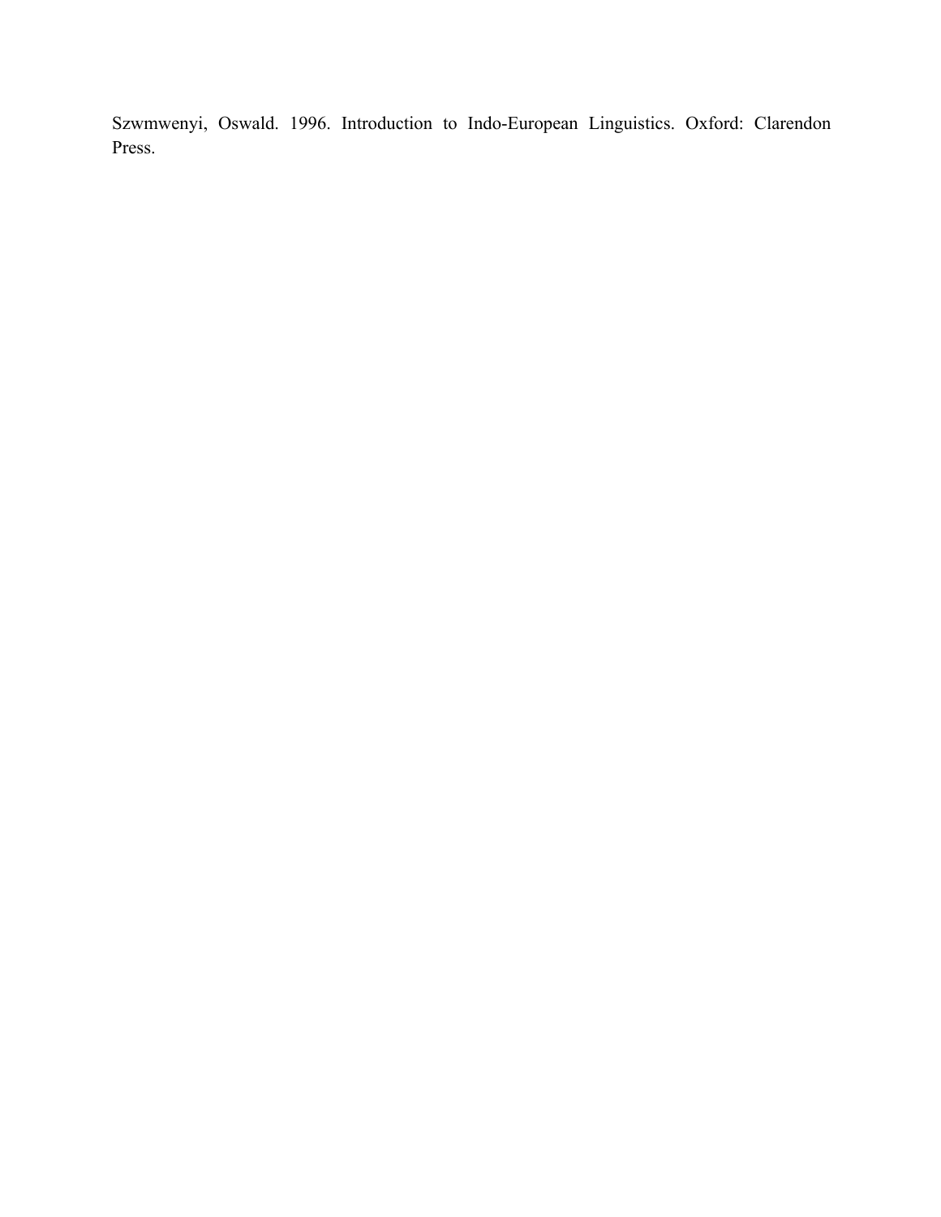Szwmwenyi, Oswald. 1996. Introduction to Indo-European Linguistics. Oxford: Clarendon Press.